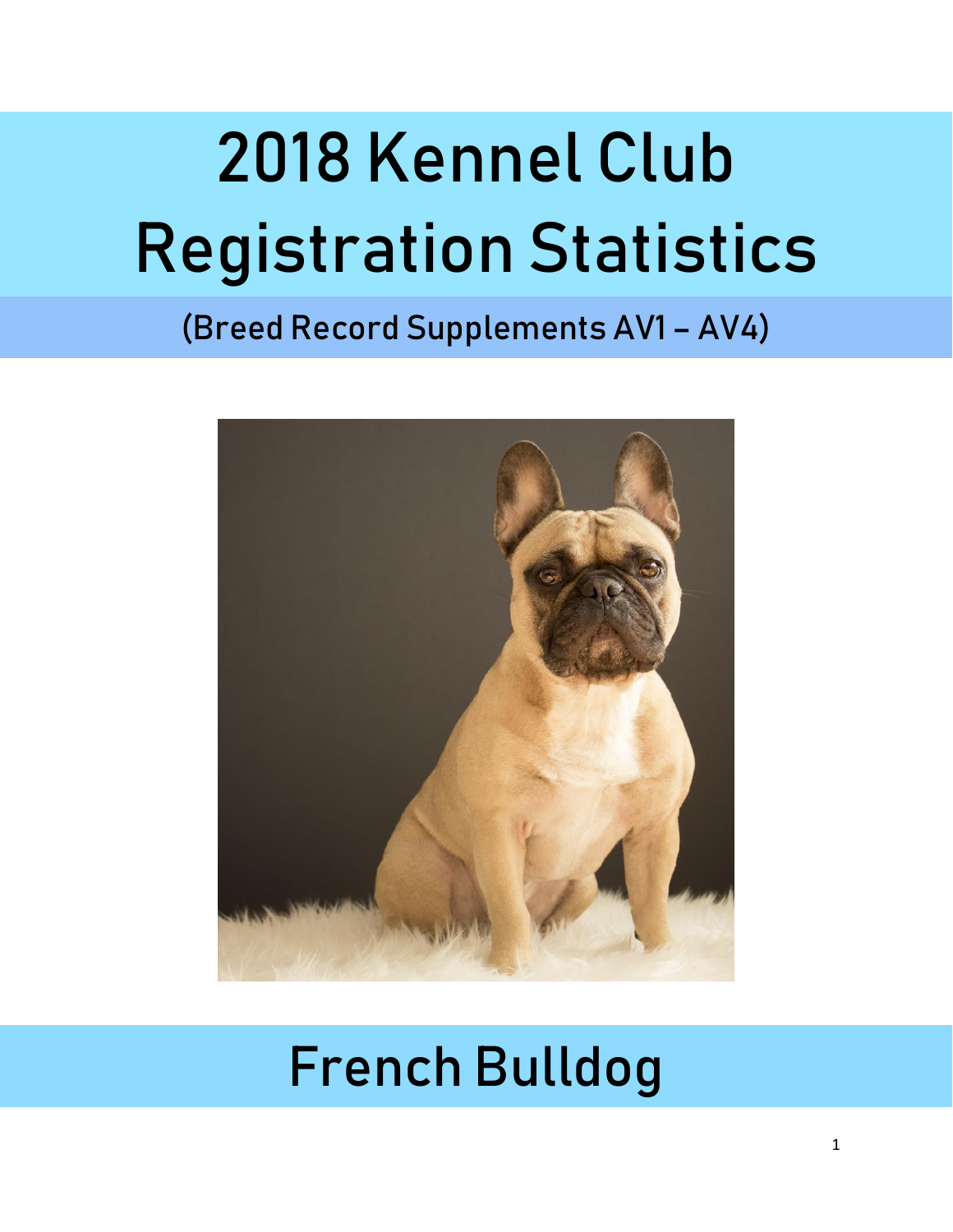# 2018 Kennel Club Registration Statistics

## (Breed Record Supplements AV1 – AV4)

# French Bulldog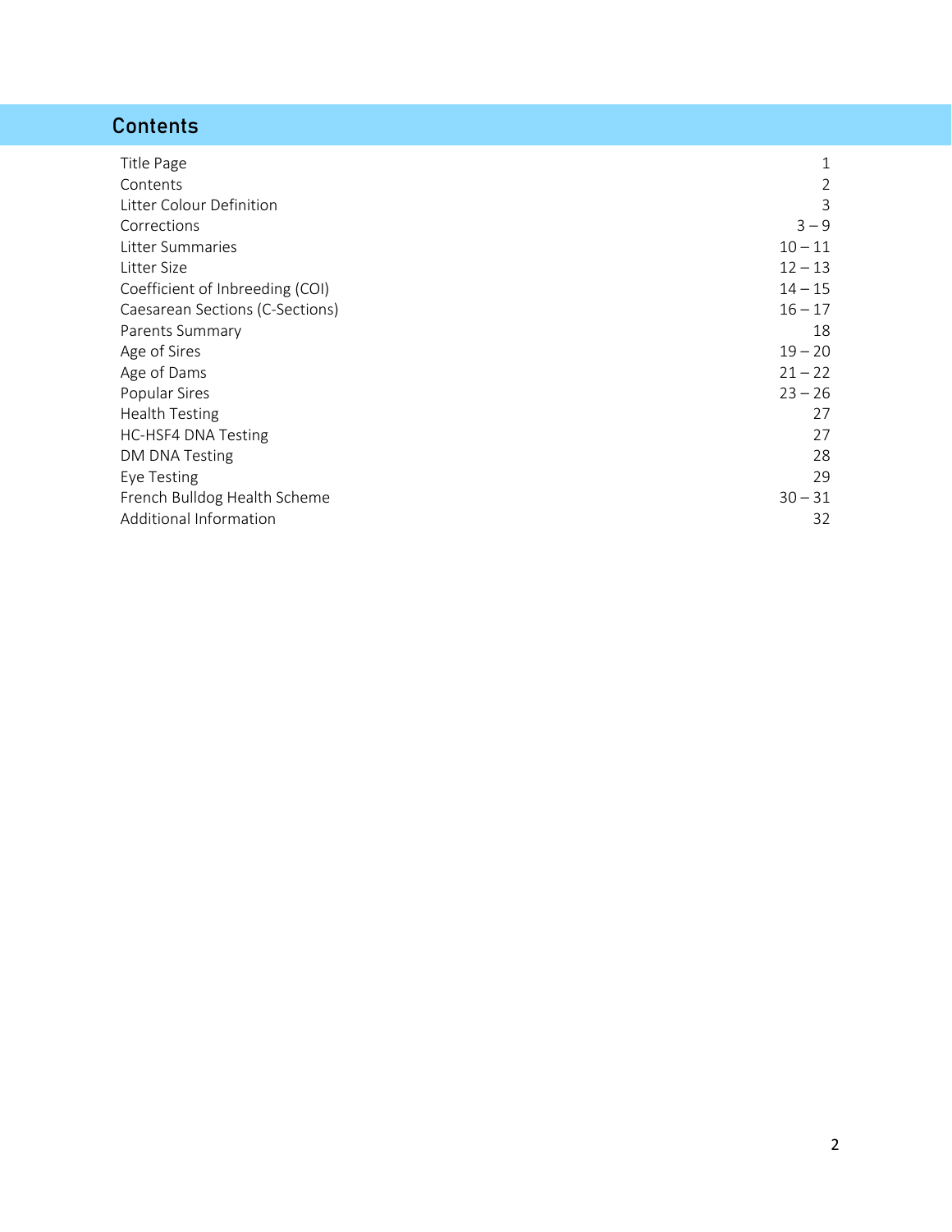## Contents

| | |
|---|---|
| Title Page | 1 |
| Contents | 2 |
| Litter Colour Definition | 3 |
| Corrections | 3 – 9 |
| Litter Summaries | 10 – 11 |
| Litter Size | 12 – 13 |
| Coefficient of Inbreeding (COI) | 14 – 15 |
| Caesarean Sections (C-Sections) | 16 – 17 |
| Parents Summary | 18 |
| Age of Sires | 19 – 20 |
| Age of Dams | 21 – 22 |
| Popular Sires | 23 – 26 |
| Health Testing | 27 |
| HC-HSF4 DNA Testing | 27 |
| DM DNA Testing | 28 |
| Eye Testing | 29 |
| French Bulldog Health Scheme | 30 – 31 |
| Additional Information | 32 |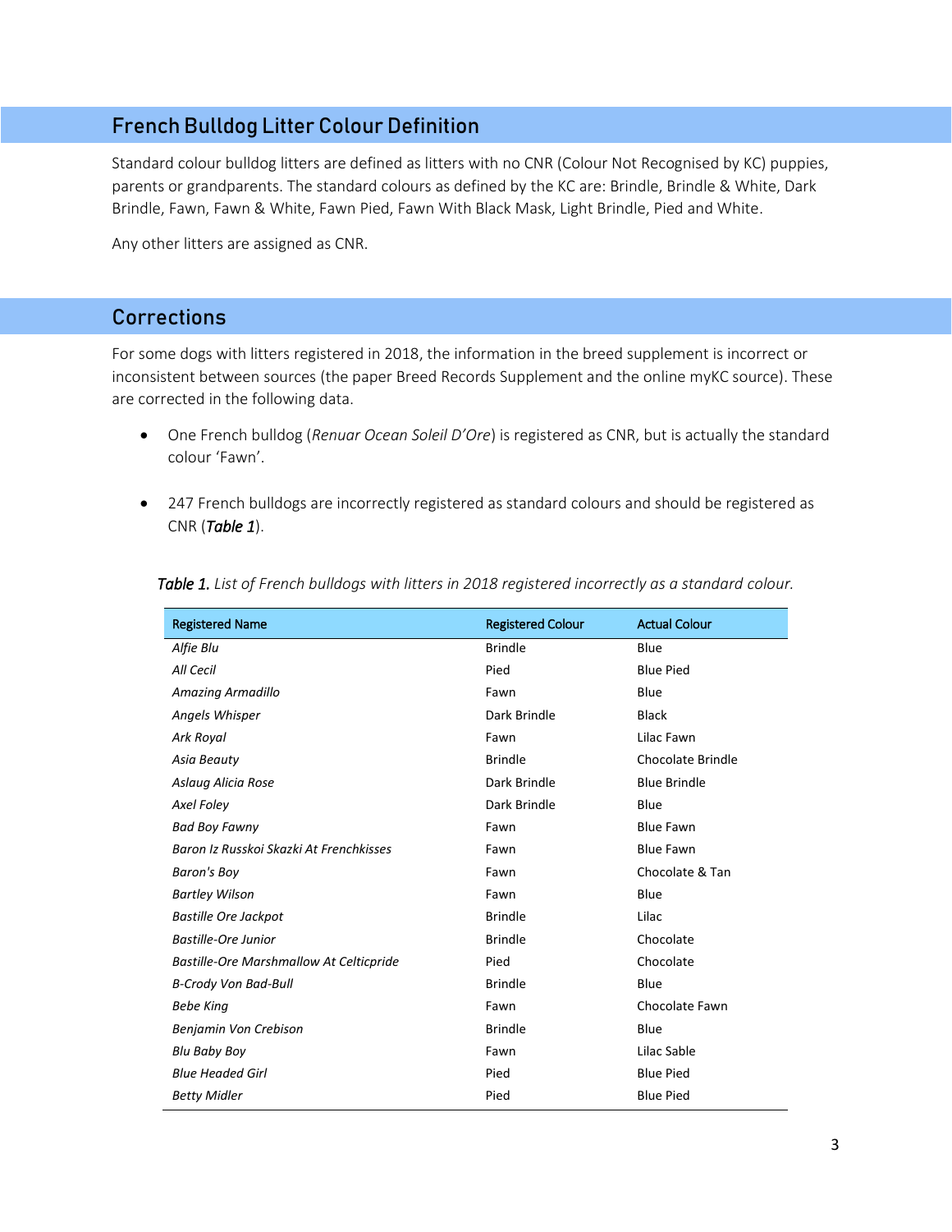## French Bulldog Litter Colour Definition

Standard colour bulldog litters are defined as litters with no CNR (Colour Not Recognised by KC) puppies, parents or grandparents. The standard colours as defined by the KC are: Brindle, Brindle & White, Dark Brindle, Fawn, Fawn & White, Fawn Pied, Fawn With Black Mask, Light Brindle, Pied and White.

Any other litters are assigned as CNR.

## Corrections

For some dogs with litters registered in 2018, the information in the breed supplement is incorrect or inconsistent between sources (the paper Breed Records Supplement and the online myKC source). These are corrected in the following data.

- One French bulldog (*Renuar Ocean Soleil D'Ore*) is registered as CNR, but is actually the standard colour 'Fawn'.
- 247 French bulldogs are incorrectly registered as standard colours and should be registered as CNR (***Table 1***).

***Table 1.*** *List of French bulldogs with litters in 2018 registered incorrectly as a standard colour.*

| Registered Name | Registered Colour | Actual Colour |
|---|---|---|
| *Alfie Blu* | Brindle | Blue |
| *All Cecil* | Pied | Blue Pied |
| *Amazing Armadillo* | Fawn | Blue |
| *Angels Whisper* | Dark Brindle | Black |
| *Ark Royal* | Fawn | Lilac Fawn |
| *Asia Beauty* | Brindle | Chocolate Brindle |
| *Aslaug Alicia Rose* | Dark Brindle | Blue Brindle |
| *Axel Foley* | Dark Brindle | Blue |
| *Bad Boy Fawny* | Fawn | Blue Fawn |
| *Baron Iz Russkoi Skazki At Frenchkisses* | Fawn | Blue Fawn |
| *Baron's Boy* | Fawn | Chocolate & Tan |
| *Bartley Wilson* | Fawn | Blue |
| *Bastille Ore Jackpot* | Brindle | Lilac |
| *Bastille-Ore Junior* | Brindle | Chocolate |
| *Bastille-Ore Marshmallow At Celticpride* | Pied | Chocolate |
| *B-Crody Von Bad-Bull* | Brindle | Blue |
| *Bebe King* | Fawn | Chocolate Fawn |
| *Benjamin Von Crebison* | Brindle | Blue |
| *Blu Baby Boy* | Fawn | Lilac Sable |
| *Blue Headed Girl* | Pied | Blue Pied |
| *Betty Midler* | Pied | Blue Pied |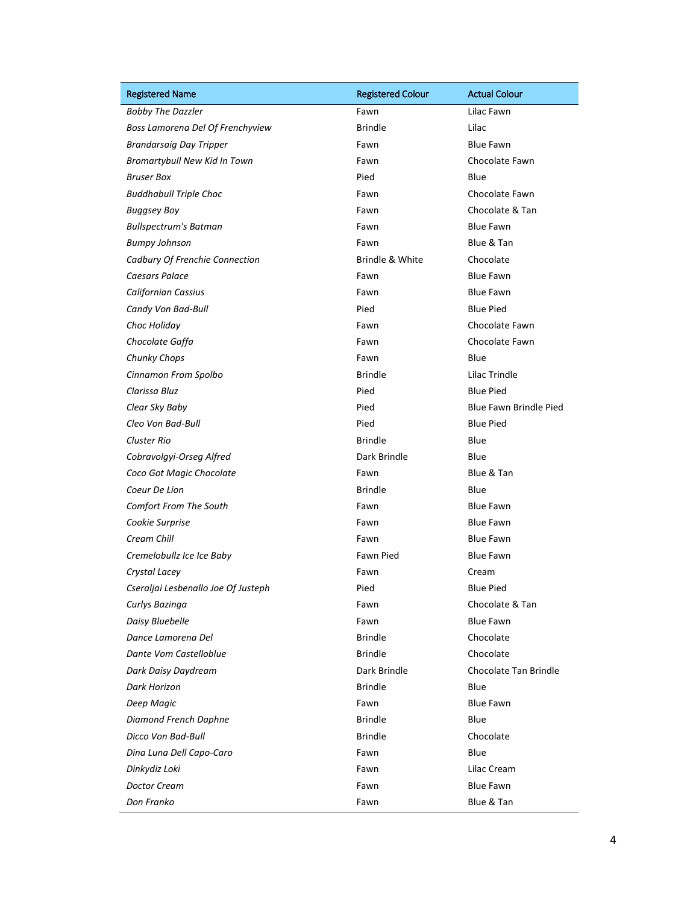| Registered Name | Registered Colour | Actual Colour |
|---|---|---|
| *Bobby The Dazzler* | Fawn | Lilac Fawn |
| *Boss Lamorena Del Of Frenchyview* | Brindle | Lilac |
| *Brandarsaig Day Tripper* | Fawn | Blue Fawn |
| *Bromartybull New Kid In Town* | Fawn | Chocolate Fawn |
| *Bruser Box* | Pied | Blue |
| *Buddhabull Triple Choc* | Fawn | Chocolate Fawn |
| *Buggsey Boy* | Fawn | Chocolate & Tan |
| *Bullspectrum's Batman* | Fawn | Blue Fawn |
| *Bumpy Johnson* | Fawn | Blue & Tan |
| *Cadbury Of Frenchie Connection* | Brindle & White | Chocolate |
| *Caesars Palace* | Fawn | Blue Fawn |
| *Californian Cassius* | Fawn | Blue Fawn |
| *Candy Von Bad-Bull* | Pied | Blue Pied |
| *Choc Holiday* | Fawn | Chocolate Fawn |
| *Chocolate Gaffa* | Fawn | Chocolate Fawn |
| *Chunky Chops* | Fawn | Blue |
| *Cinnamon From Spolbo* | Brindle | Lilac Trindle |
| *Clarissa Bluz* | Pied | Blue Pied |
| *Clear Sky Baby* | Pied | Blue Fawn Brindle Pied |
| *Cleo Von Bad-Bull* | Pied | Blue Pied |
| *Cluster Rio* | Brindle | Blue |
| *Cobravolgyi-Orseg Alfred* | Dark Brindle | Blue |
| *Coco Got Magic Chocolate* | Fawn | Blue & Tan |
| *Coeur De Lion* | Brindle | Blue |
| *Comfort From The South* | Fawn | Blue Fawn |
| *Cookie Surprise* | Fawn | Blue Fawn |
| *Cream Chill* | Fawn | Blue Fawn |
| *Cremelobullz Ice Ice Baby* | Fawn Pied | Blue Fawn |
| *Crystal Lacey* | Fawn | Cream |
| *Cseraljai Lesbenallo Joe Of Justeph* | Pied | Blue Pied |
| *Curlys Bazinga* | Fawn | Chocolate & Tan |
| *Daisy Bluebelle* | Fawn | Blue Fawn |
| *Dance Lamorena Del* | Brindle | Chocolate |
| *Dante Vom Castelloblue* | Brindle | Chocolate |
| *Dark Daisy Daydream* | Dark Brindle | Chocolate Tan Brindle |
| *Dark Horizon* | Brindle | Blue |
| *Deep Magic* | Fawn | Blue Fawn |
| *Diamond French Daphne* | Brindle | Blue |
| *Dicco Von Bad-Bull* | Brindle | Chocolate |
| *Dina Luna Dell Capo-Caro* | Fawn | Blue |
| *Dinkydiz Loki* | Fawn | Lilac Cream |
| *Doctor Cream* | Fawn | Blue Fawn |
| *Don Franko* | Fawn | Blue & Tan |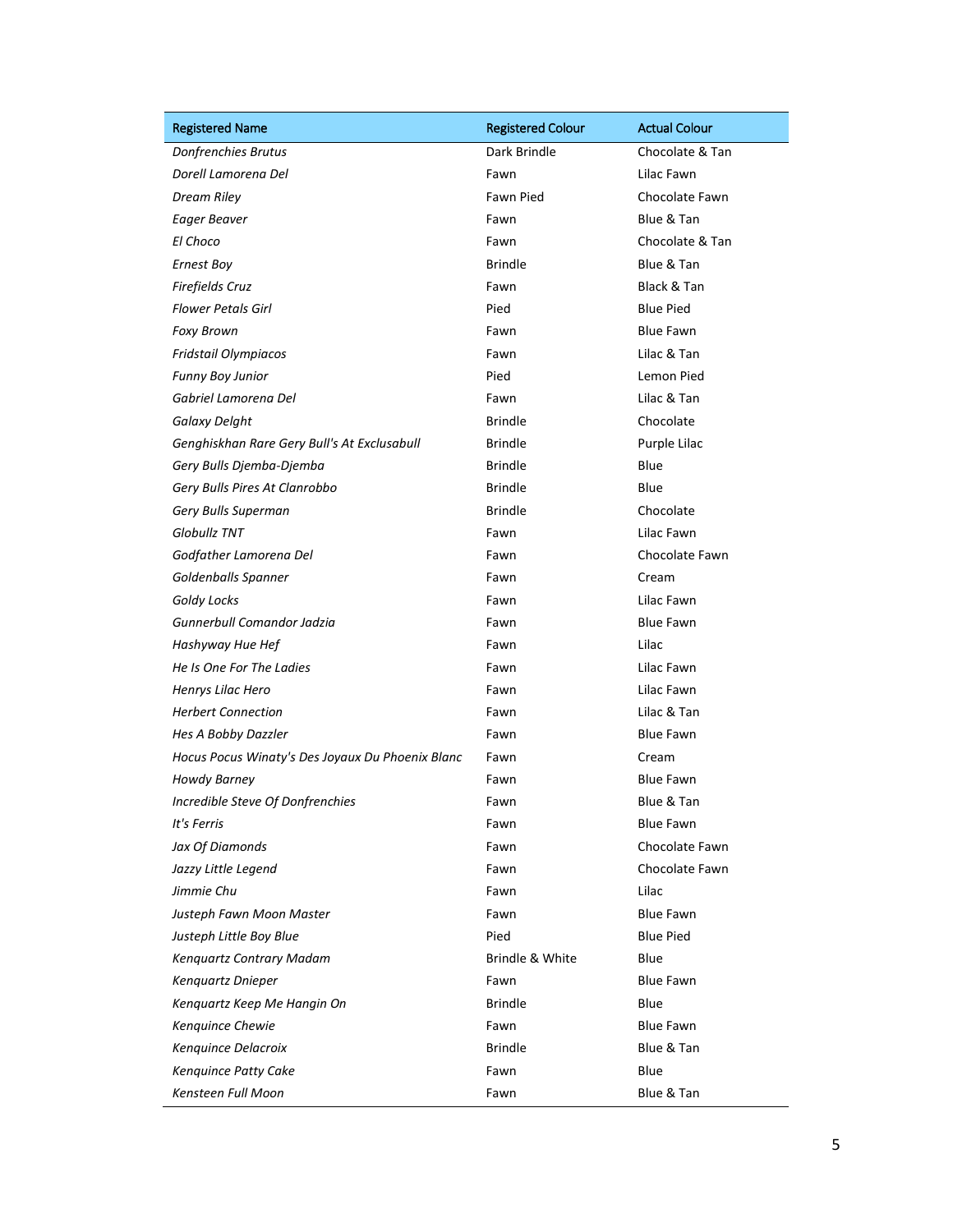| Registered Name | Registered Colour | Actual Colour |
| --- | --- | --- |
| *Donfrenchies Brutus* | Dark Brindle | Chocolate & Tan |
| *Dorell Lamorena Del* | Fawn | Lilac Fawn |
| *Dream Riley* | Fawn Pied | Chocolate Fawn |
| *Eager Beaver* | Fawn | Blue & Tan |
| *El Choco* | Fawn | Chocolate & Tan |
| *Ernest Boy* | Brindle | Blue & Tan |
| *Firefields Cruz* | Fawn | Black & Tan |
| *Flower Petals Girl* | Pied | Blue Pied |
| *Foxy Brown* | Fawn | Blue Fawn |
| *Fridstail Olympiacos* | Fawn | Lilac & Tan |
| *Funny Boy Junior* | Pied | Lemon Pied |
| *Gabriel Lamorena Del* | Fawn | Lilac & Tan |
| *Galaxy Delght* | Brindle | Chocolate |
| *Genghiskhan Rare Gery Bull's At Exclusabull* | Brindle | Purple Lilac |
| *Gery Bulls Djemba-Djemba* | Brindle | Blue |
| *Gery Bulls Pires At Clanrobbo* | Brindle | Blue |
| *Gery Bulls Superman* | Brindle | Chocolate |
| *Globullz TNT* | Fawn | Lilac Fawn |
| *Godfather Lamorena Del* | Fawn | Chocolate Fawn |
| *Goldenballs Spanner* | Fawn | Cream |
| *Goldy Locks* | Fawn | Lilac Fawn |
| *Gunnerbull Comandor Jadzia* | Fawn | Blue Fawn |
| *Hashyway Hue Hef* | Fawn | Lilac |
| *He Is One For The Ladies* | Fawn | Lilac Fawn |
| *Henrys Lilac Hero* | Fawn | Lilac Fawn |
| *Herbert Connection* | Fawn | Lilac & Tan |
| *Hes A Bobby Dazzler* | Fawn | Blue Fawn |
| *Hocus Pocus Winaty's Des Joyaux Du Phoenix Blanc* | Fawn | Cream |
| *Howdy Barney* | Fawn | Blue Fawn |
| *Incredible Steve Of Donfrenchies* | Fawn | Blue & Tan |
| *It's Ferris* | Fawn | Blue Fawn |
| *Jax Of Diamonds* | Fawn | Chocolate Fawn |
| *Jazzy Little Legend* | Fawn | Chocolate Fawn |
| *Jimmie Chu* | Fawn | Lilac |
| *Justeph Fawn Moon Master* | Fawn | Blue Fawn |
| *Justeph Little Boy Blue* | Pied | Blue Pied |
| *Kenquartz Contrary Madam* | Brindle & White | Blue |
| *Kenquartz Dnieper* | Fawn | Blue Fawn |
| *Kenquartz Keep Me Hangin On* | Brindle | Blue |
| *Kenquince Chewie* | Fawn | Blue Fawn |
| *Kenquince Delacroix* | Brindle | Blue & Tan |
| *Kenquince Patty Cake* | Fawn | Blue |
| *Kensteen Full Moon* | Fawn | Blue & Tan |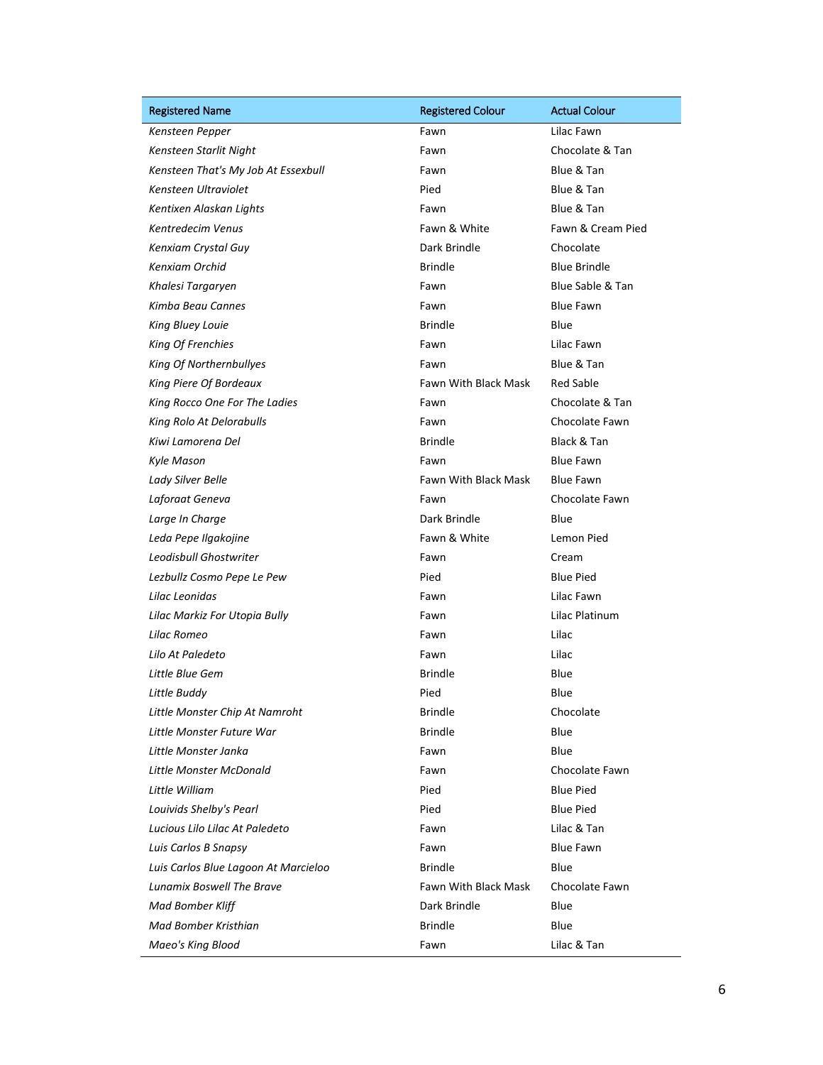| Registered Name | Registered Colour | Actual Colour |
| --- | --- | --- |
| *Kensteen Pepper* | Fawn | Lilac Fawn |
| *Kensteen Starlit Night* | Fawn | Chocolate & Tan |
| *Kensteen That's My Job At Essexbull* | Fawn | Blue & Tan |
| *Kensteen Ultraviolet* | Pied | Blue & Tan |
| *Kentixen Alaskan Lights* | Fawn | Blue & Tan |
| *Kentredecim Venus* | Fawn & White | Fawn & Cream Pied |
| *Kenxiam Crystal Guy* | Dark Brindle | Chocolate |
| *Kenxiam Orchid* | Brindle | Blue Brindle |
| *Khalesi Targaryen* | Fawn | Blue Sable & Tan |
| *Kimba Beau Cannes* | Fawn | Blue Fawn |
| *King Bluey Louie* | Brindle | Blue |
| *King Of Frenchies* | Fawn | Lilac Fawn |
| *King Of Northernbullyes* | Fawn | Blue & Tan |
| *King Piere Of Bordeaux* | Fawn With Black Mask | Red Sable |
| *King Rocco One For The Ladies* | Fawn | Chocolate & Tan |
| *King Rolo At Delorabulls* | Fawn | Chocolate Fawn |
| *Kiwi Lamorena Del* | Brindle | Black & Tan |
| *Kyle Mason* | Fawn | Blue Fawn |
| *Lady Silver Belle* | Fawn With Black Mask | Blue Fawn |
| *Laforaat Geneva* | Fawn | Chocolate Fawn |
| *Large In Charge* | Dark Brindle | Blue |
| *Leda Pepe Ilgakojine* | Fawn & White | Lemon Pied |
| *Leodisbull Ghostwriter* | Fawn | Cream |
| *Lezbullz Cosmo Pepe Le Pew* | Pied | Blue Pied |
| *Lilac Leonidas* | Fawn | Lilac Fawn |
| *Lilac Markiz For Utopia Bully* | Fawn | Lilac Platinum |
| *Lilac Romeo* | Fawn | Lilac |
| *Lilo At Paledeto* | Fawn | Lilac |
| *Little Blue Gem* | Brindle | Blue |
| *Little Buddy* | Pied | Blue |
| *Little Monster Chip At Namroht* | Brindle | Chocolate |
| *Little Monster Future War* | Brindle | Blue |
| *Little Monster Janka* | Fawn | Blue |
| *Little Monster McDonald* | Fawn | Chocolate Fawn |
| *Little William* | Pied | Blue Pied |
| *Louivids Shelby's Pearl* | Pied | Blue Pied |
| *Lucious Lilo Lilac At Paledeto* | Fawn | Lilac & Tan |
| *Luis Carlos B Snapsy* | Fawn | Blue Fawn |
| *Luis Carlos Blue Lagoon At Marcieloo* | Brindle | Blue |
| *Lunamix Boswell The Brave* | Fawn With Black Mask | Chocolate Fawn |
| *Mad Bomber Kliff* | Dark Brindle | Blue |
| *Mad Bomber Kristhian* | Brindle | Blue |
| *Maeo's King Blood* | Fawn | Lilac & Tan |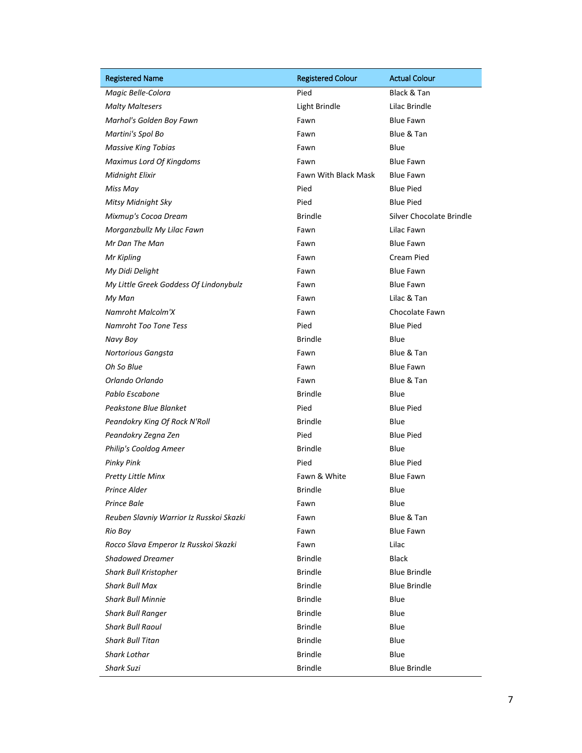| Registered Name | Registered Colour | Actual Colour |
|---|---|---|
| *Magic Belle-Colora* | Pied | Black & Tan |
| *Malty Maltesers* | Light Brindle | Lilac Brindle |
| *Marhol's Golden Boy Fawn* | Fawn | Blue Fawn |
| *Martini's Spol Bo* | Fawn | Blue & Tan |
| *Massive King Tobias* | Fawn | Blue |
| *Maximus Lord Of Kingdoms* | Fawn | Blue Fawn |
| *Midnight Elixir* | Fawn With Black Mask | Blue Fawn |
| *Miss May* | Pied | Blue Pied |
| *Mitsy Midnight Sky* | Pied | Blue Pied |
| *Mixmup's Cocoa Dream* | Brindle | Silver Chocolate Brindle |
| *Morganzbullz My Lilac Fawn* | Fawn | Lilac Fawn |
| *Mr Dan The Man* | Fawn | Blue Fawn |
| *Mr Kipling* | Fawn | Cream Pied |
| *My Didi Delight* | Fawn | Blue Fawn |
| *My Little Greek Goddess Of Lindonybulz* | Fawn | Blue Fawn |
| *My Man* | Fawn | Lilac & Tan |
| *Namroht Malcolm'X* | Fawn | Chocolate Fawn |
| *Namroht Too Tone Tess* | Pied | Blue Pied |
| *Navy Boy* | Brindle | Blue |
| *Nortorious Gangsta* | Fawn | Blue & Tan |
| *Oh So Blue* | Fawn | Blue Fawn |
| *Orlando Orlando* | Fawn | Blue & Tan |
| *Pablo Escabone* | Brindle | Blue |
| *Peakstone Blue Blanket* | Pied | Blue Pied |
| *Peandokry King Of Rock N'Roll* | Brindle | Blue |
| *Peandokry Zegna Zen* | Pied | Blue Pied |
| *Philip's Cooldog Ameer* | Brindle | Blue |
| *Pinky Pink* | Pied | Blue Pied |
| *Pretty Little Minx* | Fawn & White | Blue Fawn |
| *Prince Alder* | Brindle | Blue |
| *Prince Bale* | Fawn | Blue |
| *Reuben Slavniy Warrior Iz Russkoi Skazki* | Fawn | Blue & Tan |
| *Rio Boy* | Fawn | Blue Fawn |
| *Rocco Slava Emperor Iz Russkoi Skazki* | Fawn | Lilac |
| *Shadowed Dreamer* | Brindle | Black |
| *Shark Bull Kristopher* | Brindle | Blue Brindle |
| *Shark Bull Max* | Brindle | Blue Brindle |
| *Shark Bull Minnie* | Brindle | Blue |
| *Shark Bull Ranger* | Brindle | Blue |
| *Shark Bull Raoul* | Brindle | Blue |
| *Shark Bull Titan* | Brindle | Blue |
| *Shark Lothar* | Brindle | Blue |
| *Shark Suzi* | Brindle | Blue Brindle |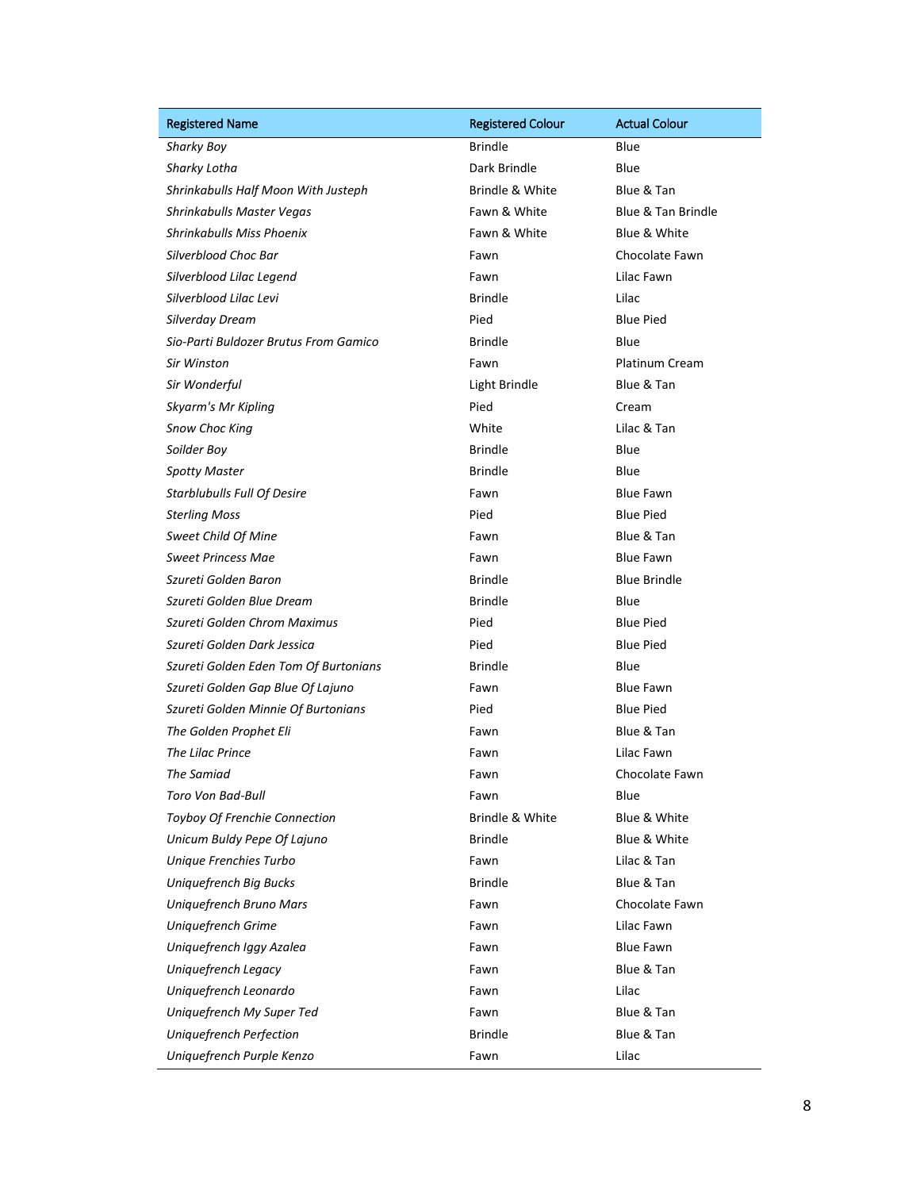| Registered Name | Registered Colour | Actual Colour |
| --- | --- | --- |
| *Sharky Boy* | Brindle | Blue |
| *Sharky Lotha* | Dark Brindle | Blue |
| *Shrinkabulls Half Moon With Justeph* | Brindle & White | Blue & Tan |
| *Shrinkabulls Master Vegas* | Fawn & White | Blue & Tan Brindle |
| *Shrinkabulls Miss Phoenix* | Fawn & White | Blue & White |
| *Silverblood Choc Bar* | Fawn | Chocolate Fawn |
| *Silverblood Lilac Legend* | Fawn | Lilac Fawn |
| *Silverblood Lilac Levi* | Brindle | Lilac |
| *Silverday Dream* | Pied | Blue Pied |
| *Sio-Parti Buldozer Brutus From Gamico* | Brindle | Blue |
| *Sir Winston* | Fawn | Platinum Cream |
| *Sir Wonderful* | Light Brindle | Blue & Tan |
| *Skyarm's Mr Kipling* | Pied | Cream |
| *Snow Choc King* | White | Lilac & Tan |
| *Soilder Boy* | Brindle | Blue |
| *Spotty Master* | Brindle | Blue |
| *Starblubulls Full Of Desire* | Fawn | Blue Fawn |
| *Sterling Moss* | Pied | Blue Pied |
| *Sweet Child Of Mine* | Fawn | Blue & Tan |
| *Sweet Princess Mae* | Fawn | Blue Fawn |
| *Szureti Golden Baron* | Brindle | Blue Brindle |
| *Szureti Golden Blue Dream* | Brindle | Blue |
| *Szureti Golden Chrom Maximus* | Pied | Blue Pied |
| *Szureti Golden Dark Jessica* | Pied | Blue Pied |
| *Szureti Golden Eden Tom Of Burtonians* | Brindle | Blue |
| *Szureti Golden Gap Blue Of Lajuno* | Fawn | Blue Fawn |
| *Szureti Golden Minnie Of Burtonians* | Pied | Blue Pied |
| *The Golden Prophet Eli* | Fawn | Blue & Tan |
| *The Lilac Prince* | Fawn | Lilac Fawn |
| *The Samiad* | Fawn | Chocolate Fawn |
| *Toro Von Bad-Bull* | Fawn | Blue |
| *Toyboy Of Frenchie Connection* | Brindle & White | Blue & White |
| *Unicum Buldy Pepe Of Lajuno* | Brindle | Blue & White |
| *Unique Frenchies Turbo* | Fawn | Lilac & Tan |
| *Uniquefrench Big Bucks* | Brindle | Blue & Tan |
| *Uniquefrench Bruno Mars* | Fawn | Chocolate Fawn |
| *Uniquefrench Grime* | Fawn | Lilac Fawn |
| *Uniquefrench Iggy Azalea* | Fawn | Blue Fawn |
| *Uniquefrench Legacy* | Fawn | Blue & Tan |
| *Uniquefrench Leonardo* | Fawn | Lilac |
| *Uniquefrench My Super Ted* | Fawn | Blue & Tan |
| *Uniquefrench Perfection* | Brindle | Blue & Tan |
| *Uniquefrench Purple Kenzo* | Fawn | Lilac |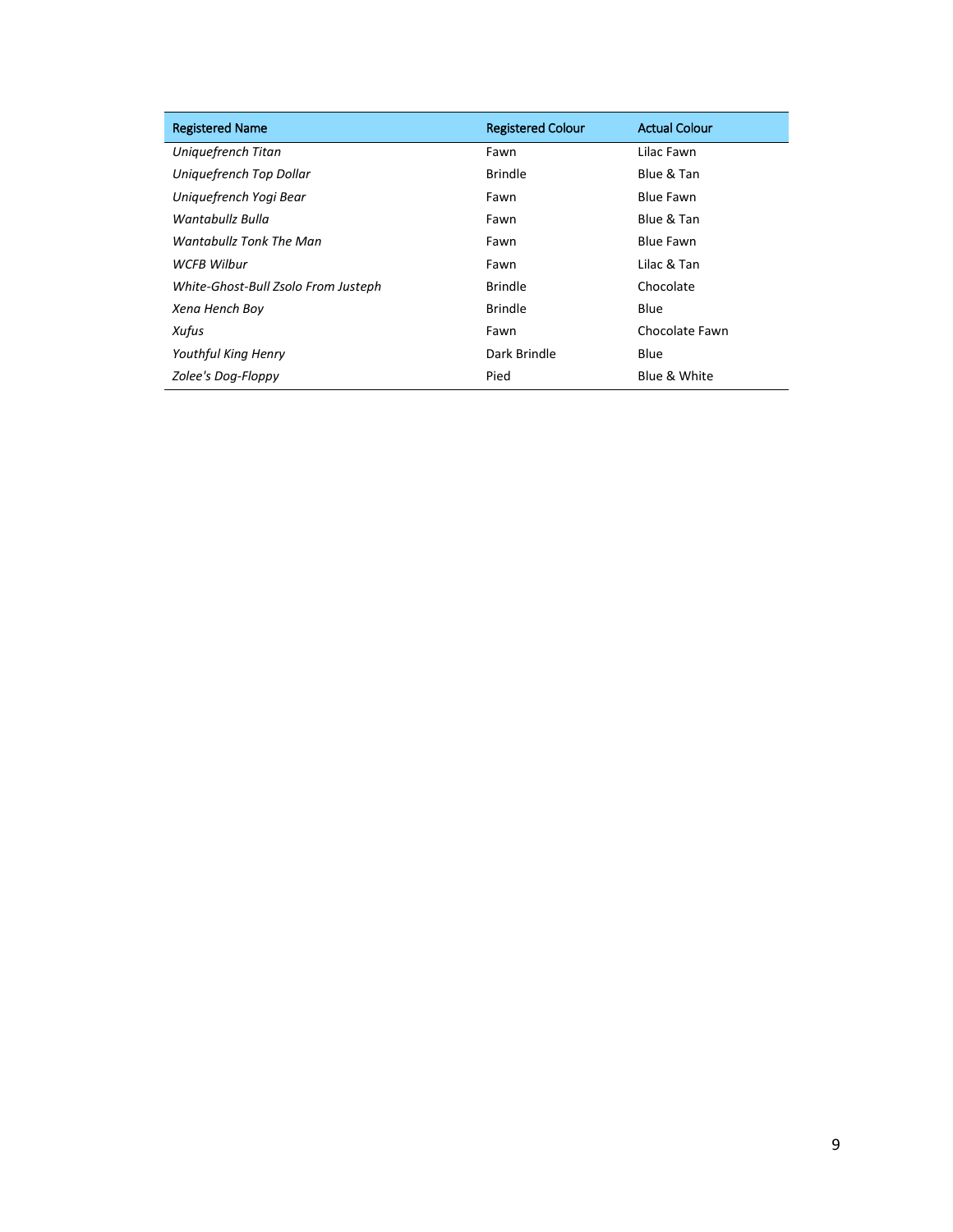| Registered Name | Registered Colour | Actual Colour |
|---|---|---|
| *Uniquefrench Titan* | Fawn | Lilac Fawn |
| *Uniquefrench Top Dollar* | Brindle | Blue & Tan |
| *Uniquefrench Yogi Bear* | Fawn | Blue Fawn |
| *Wantabullz Bulla* | Fawn | Blue & Tan |
| *Wantabullz Tonk The Man* | Fawn | Blue Fawn |
| *WCFB Wilbur* | Fawn | Lilac & Tan |
| *White-Ghost-Bull Zsolo From Justeph* | Brindle | Chocolate |
| *Xena Hench Boy* | Brindle | Blue |
| *Xufus* | Fawn | Chocolate Fawn |
| *Youthful King Henry* | Dark Brindle | Blue |
| *Zolee's Dog-Floppy* | Pied | Blue & White |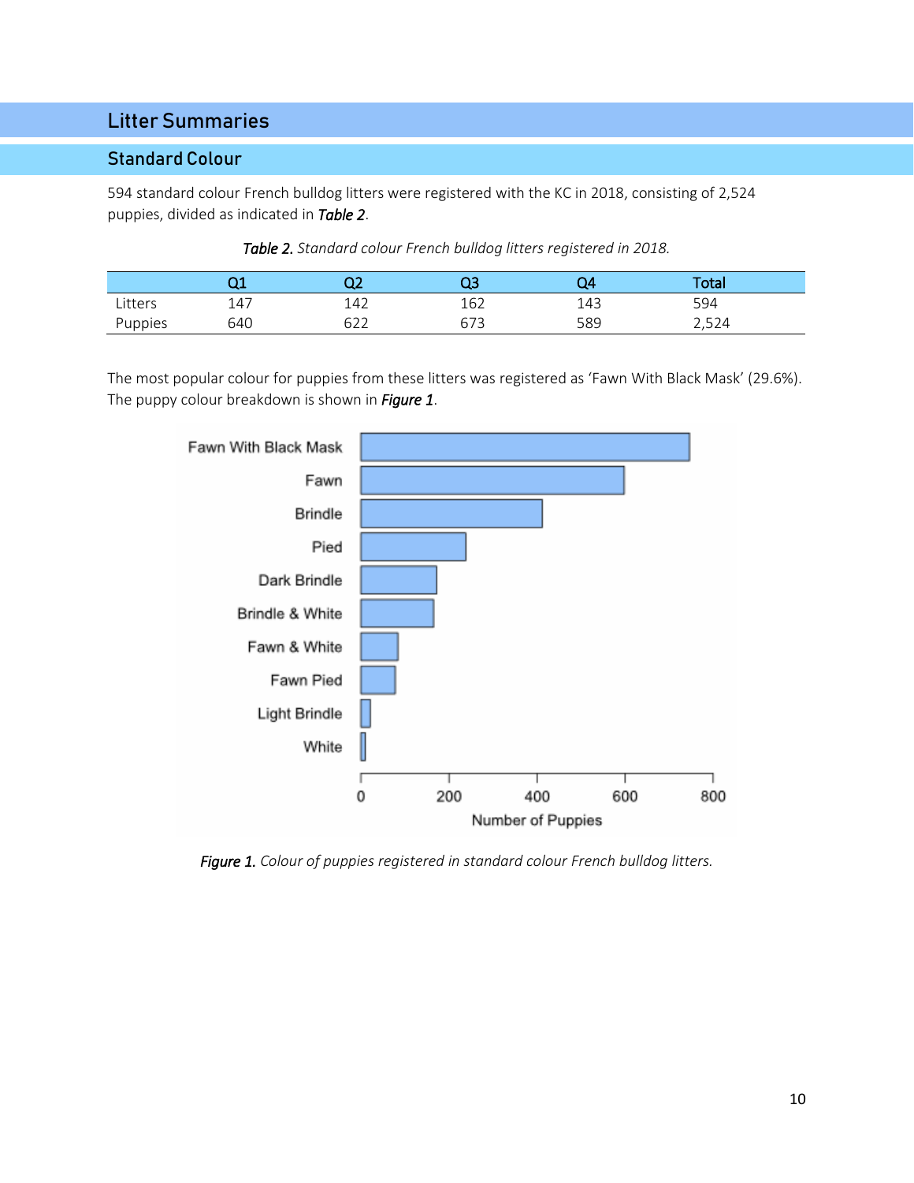# Litter Summaries

## Standard Colour

594 standard colour French bulldog litters were registered with the KC in 2018, consisting of 2,524 puppies, divided as indicated in ***Table 2***.

***Table 2.*** *Standard colour French bulldog litters registered in 2018.*

| | Q1 | Q2 | Q3 | Q4 | Total |
|---|---|---|---|---|---|
| Litters | 147 | 142 | 162 | 143 | 594 |
| Puppies | 640 | 622 | 673 | 589 | 2,524 |

The most popular colour for puppies from these litters was registered as 'Fawn With Black Mask' (29.6%). The puppy colour breakdown is shown in ***Figure 1***.

***Figure 1.*** *Colour of puppies registered in standard colour French bulldog litters.*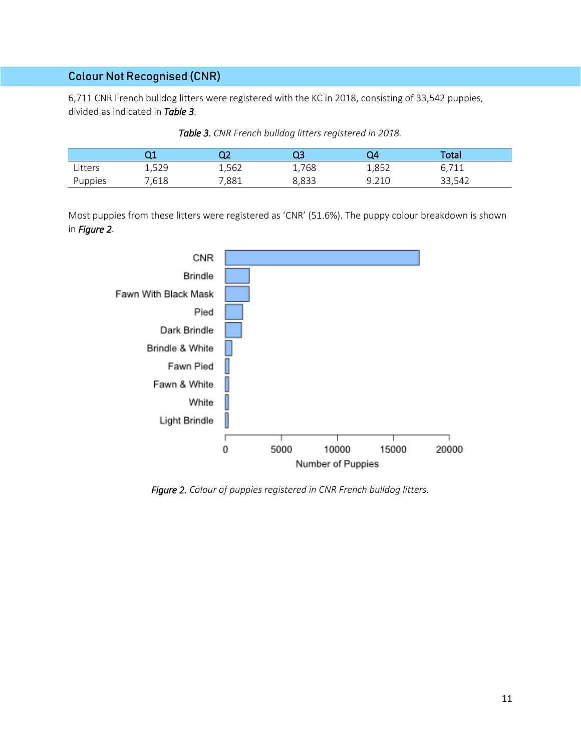## Colour Not Recognised (CNR)

6,711 CNR French bulldog litters were registered with the KC in 2018, consisting of 33,542 puppies, divided as indicated in ***Table 3***.

***Table 3.*** *CNR French bulldog litters registered in 2018.*

| | Q1 | Q2 | Q3 | Q4 | Total |
|---|---|---|---|---|---|
| Litters | 1,529 | 1,562 | 1,768 | 1,852 | 6,711 |
| Puppies | 7,618 | 7,881 | 8,833 | 9.210 | 33,542 |

Most puppies from these litters were registered as 'CNR' (51.6%). The puppy colour breakdown is shown in ***Figure 2***.

***Figure 2.*** *Colour of puppies registered in CNR French bulldog litters.*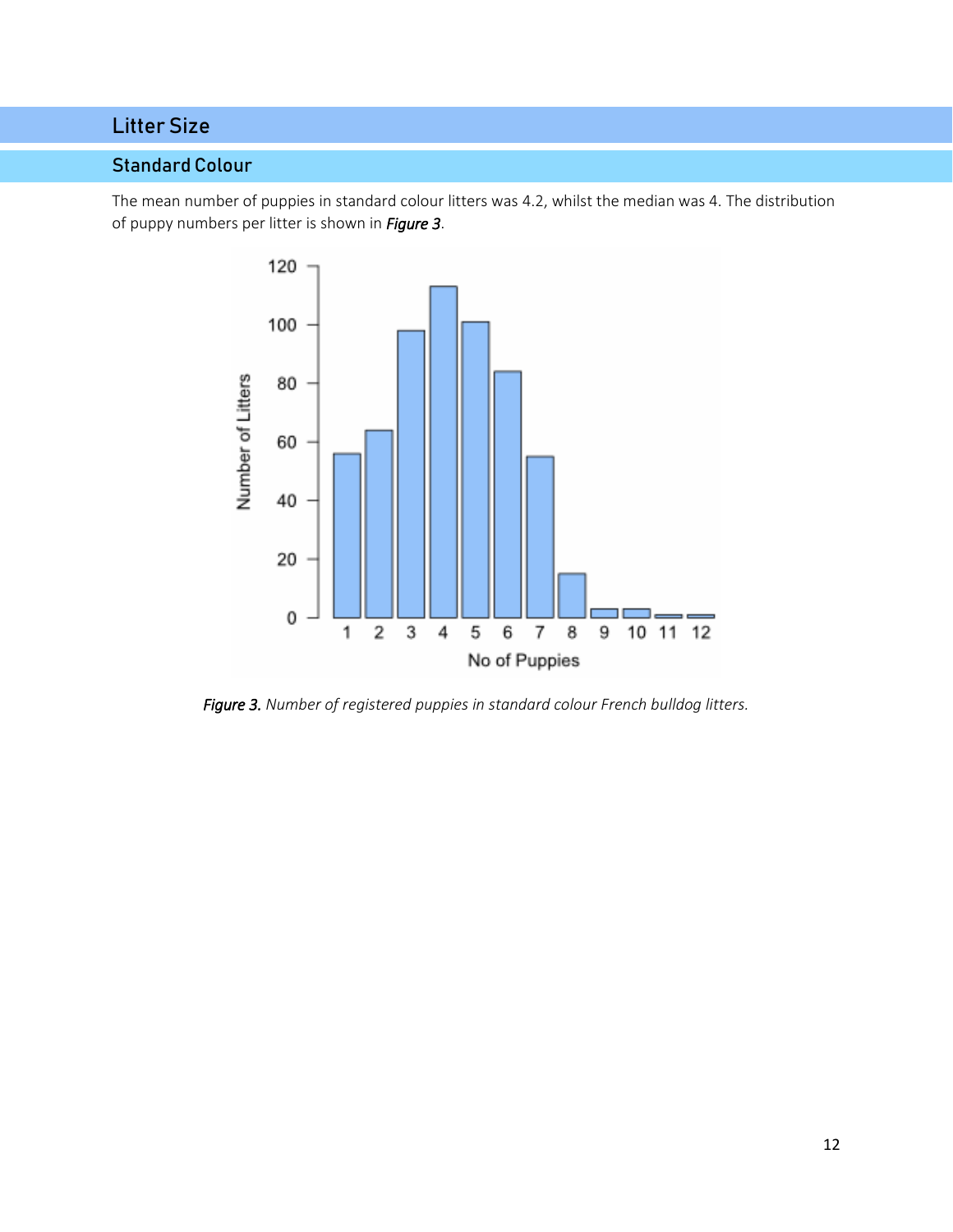# Litter Size

## Standard Colour

The mean number of puppies in standard colour litters was 4.2, whilst the median was 4. The distribution of puppy numbers per litter is shown in ***Figure 3***.

***Figure 3.*** *Number of registered puppies in standard colour French bulldog litters.*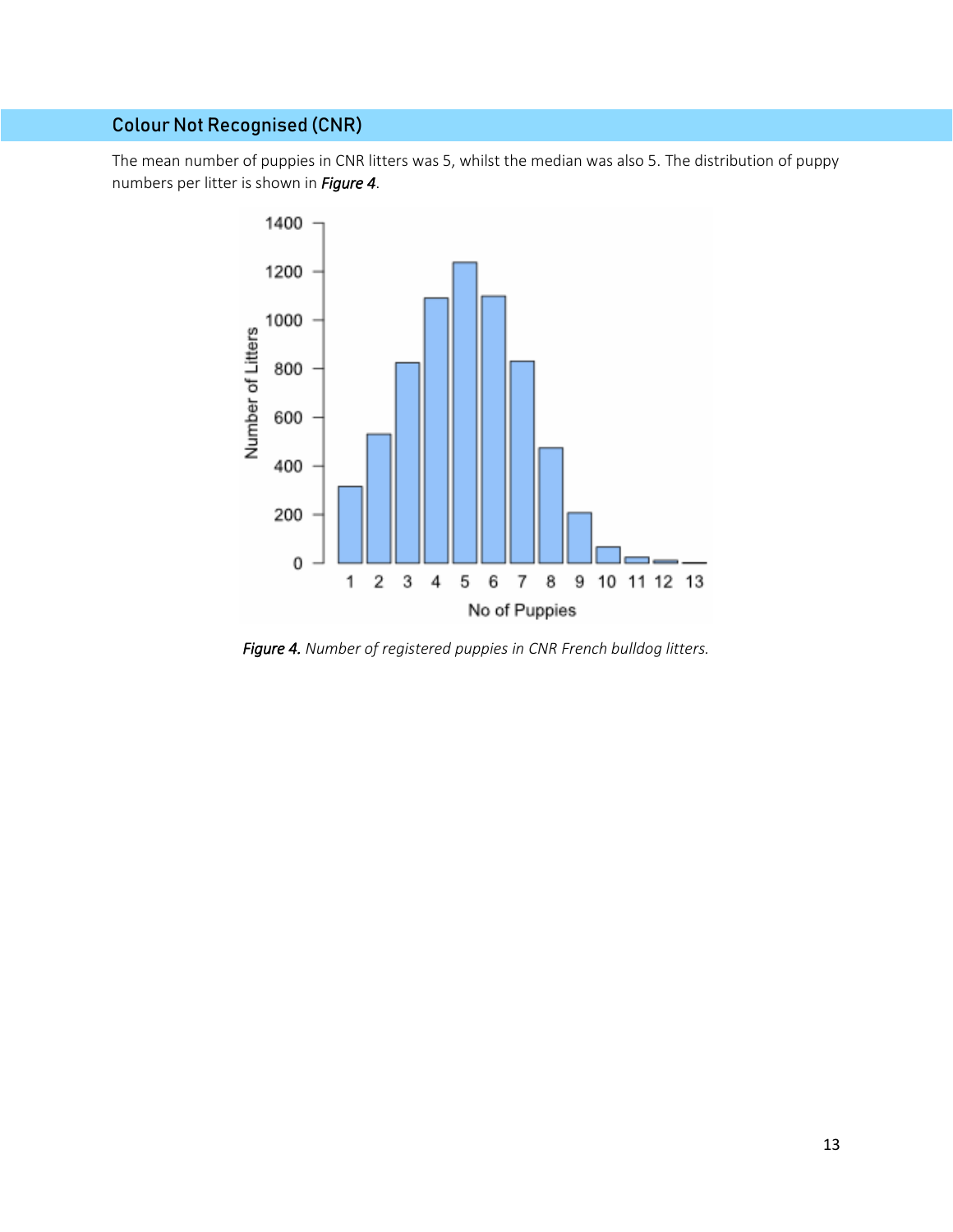## Colour Not Recognised (CNR)

The mean number of puppies in CNR litters was 5, whilst the median was also 5. The distribution of puppy numbers per litter is shown in ***Figure 4***.

***Figure 4.*** *Number of registered puppies in CNR French bulldog litters.*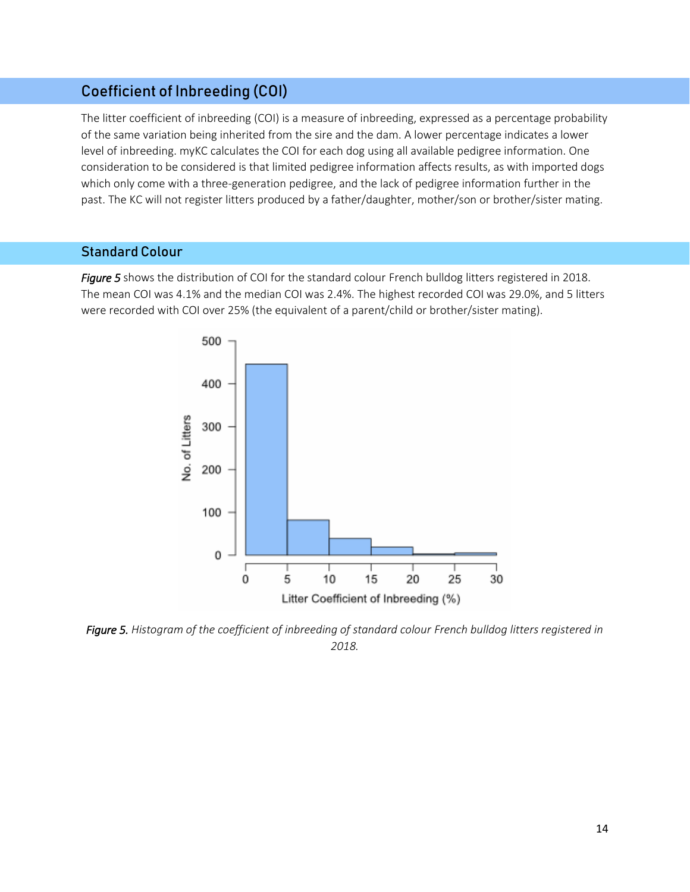## Coefficient of Inbreeding (COI)

The litter coefficient of inbreeding (COI) is a measure of inbreeding, expressed as a percentage probability of the same variation being inherited from the sire and the dam. A lower percentage indicates a lower level of inbreeding. myKC calculates the COI for each dog using all available pedigree information. One consideration to be considered is that limited pedigree information affects results, as with imported dogs which only come with a three-generation pedigree, and the lack of pedigree information further in the past. The KC will not register litters produced by a father/daughter, mother/son or brother/sister mating.

### Standard Colour

***Figure 5*** shows the distribution of COI for the standard colour French bulldog litters registered in 2018. The mean COI was 4.1% and the median COI was 2.4%. The highest recorded COI was 29.0%, and 5 litters were recorded with COI over 25% (the equivalent of a parent/child or brother/sister mating).

***Figure 5.*** *Histogram of the coefficient of inbreeding of standard colour French bulldog litters registered in 2018.*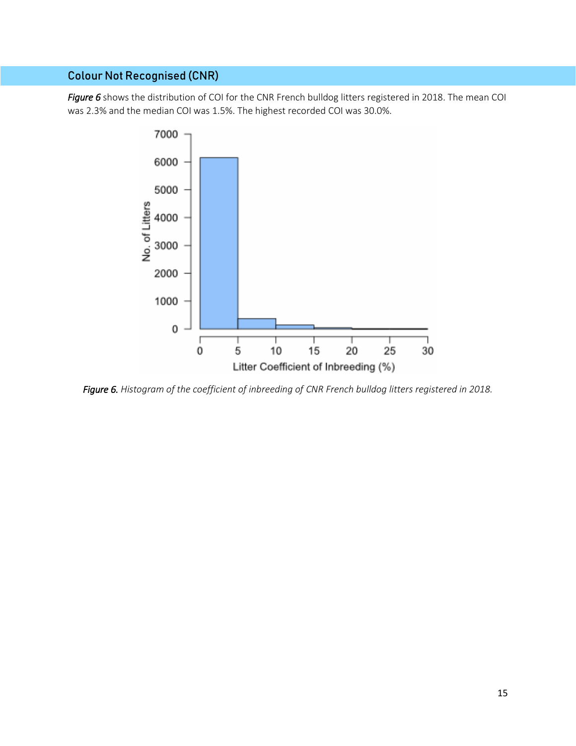## Colour Not Recognised (CNR)

*Figure 6* shows the distribution of COI for the CNR French bulldog litters registered in 2018. The mean COI was 2.3% and the median COI was 1.5%. The highest recorded COI was 30.0%.

*Figure 6. Histogram of the coefficient of inbreeding of CNR French bulldog litters registered in 2018.*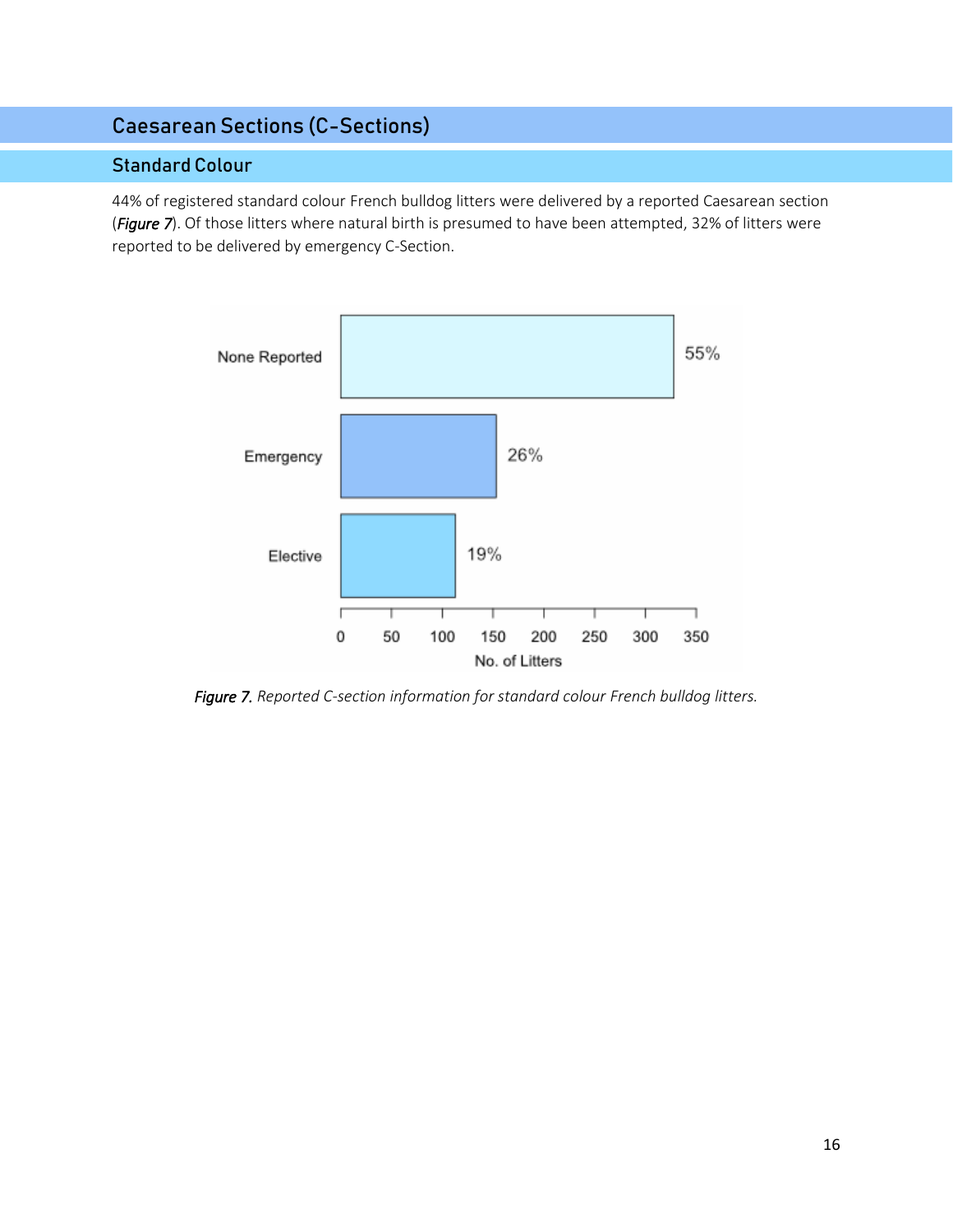# Caesarean Sections (C-Sections)

## Standard Colour

44% of registered standard colour French bulldog litters were delivered by a reported Caesarean section (*Figure 7*). Of those litters where natural birth is presumed to have been attempted, 32% of litters were reported to be delivered by emergency C-Section.

*Figure 7. Reported C-section information for standard colour French bulldog litters.*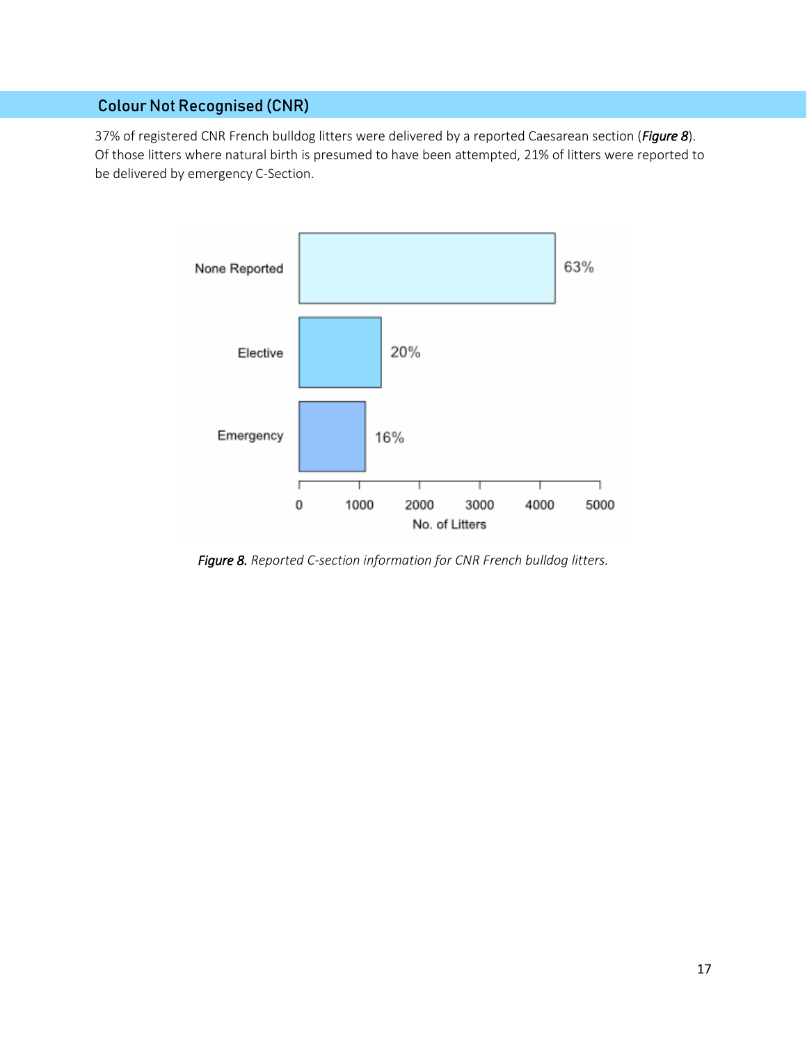## Colour Not Recognised (CNR)

37% of registered CNR French bulldog litters were delivered by a reported Caesarean section (***Figure 8***). Of those litters where natural birth is presumed to have been attempted, 21% of litters were reported to be delivered by emergency C-Section.

***Figure 8.*** *Reported C-section information for CNR French bulldog litters.*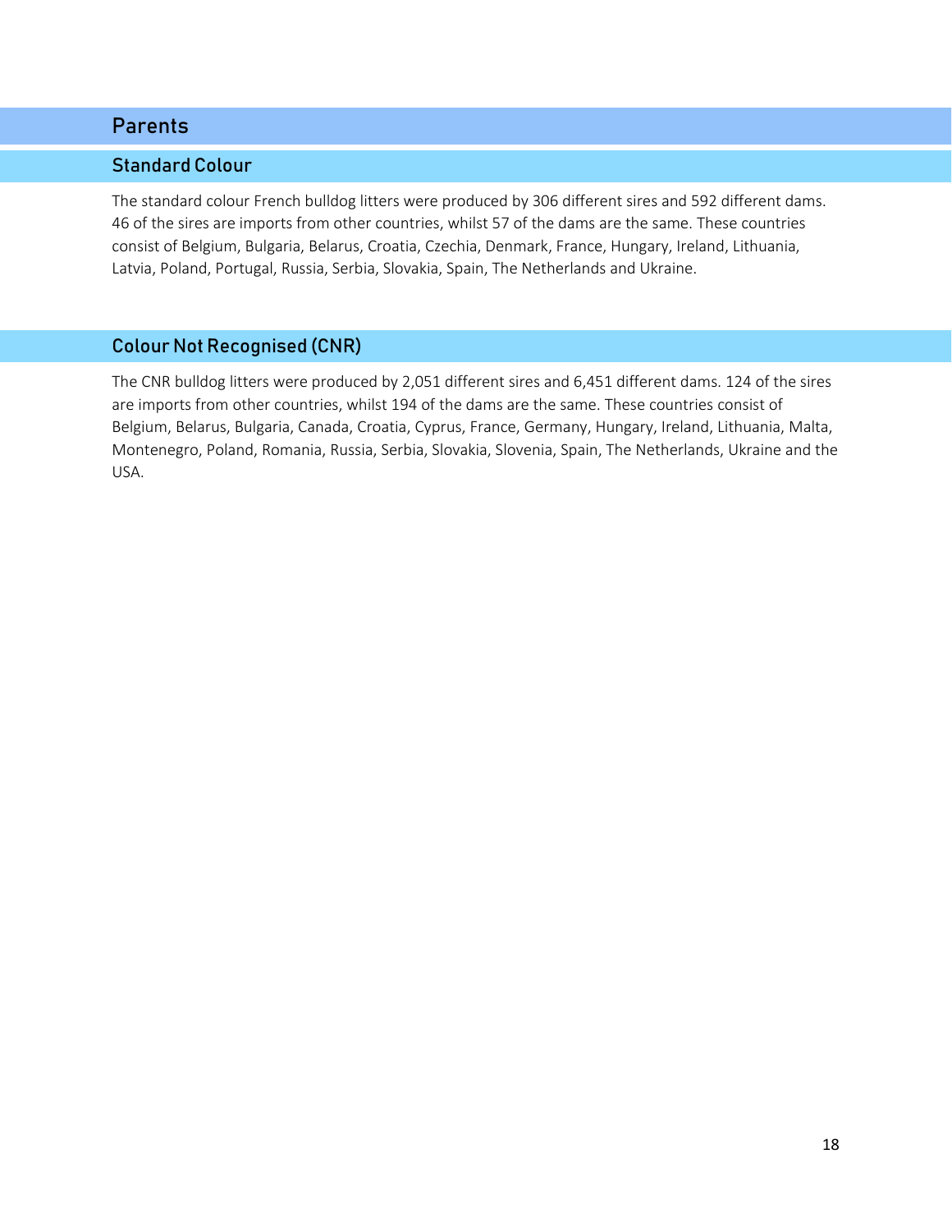# Parents

## Standard Colour

The standard colour French bulldog litters were produced by 306 different sires and 592 different dams. 46 of the sires are imports from other countries, whilst 57 of the dams are the same. These countries consist of Belgium, Bulgaria, Belarus, Croatia, Czechia, Denmark, France, Hungary, Ireland, Lithuania, Latvia, Poland, Portugal, Russia, Serbia, Slovakia, Spain, The Netherlands and Ukraine.

## Colour Not Recognised (CNR)

The CNR bulldog litters were produced by 2,051 different sires and 6,451 different dams. 124 of the sires are imports from other countries, whilst 194 of the dams are the same. These countries consist of Belgium, Belarus, Bulgaria, Canada, Croatia, Cyprus, France, Germany, Hungary, Ireland, Lithuania, Malta, Montenegro, Poland, Romania, Russia, Serbia, Slovakia, Slovenia, Spain, The Netherlands, Ukraine and the USA.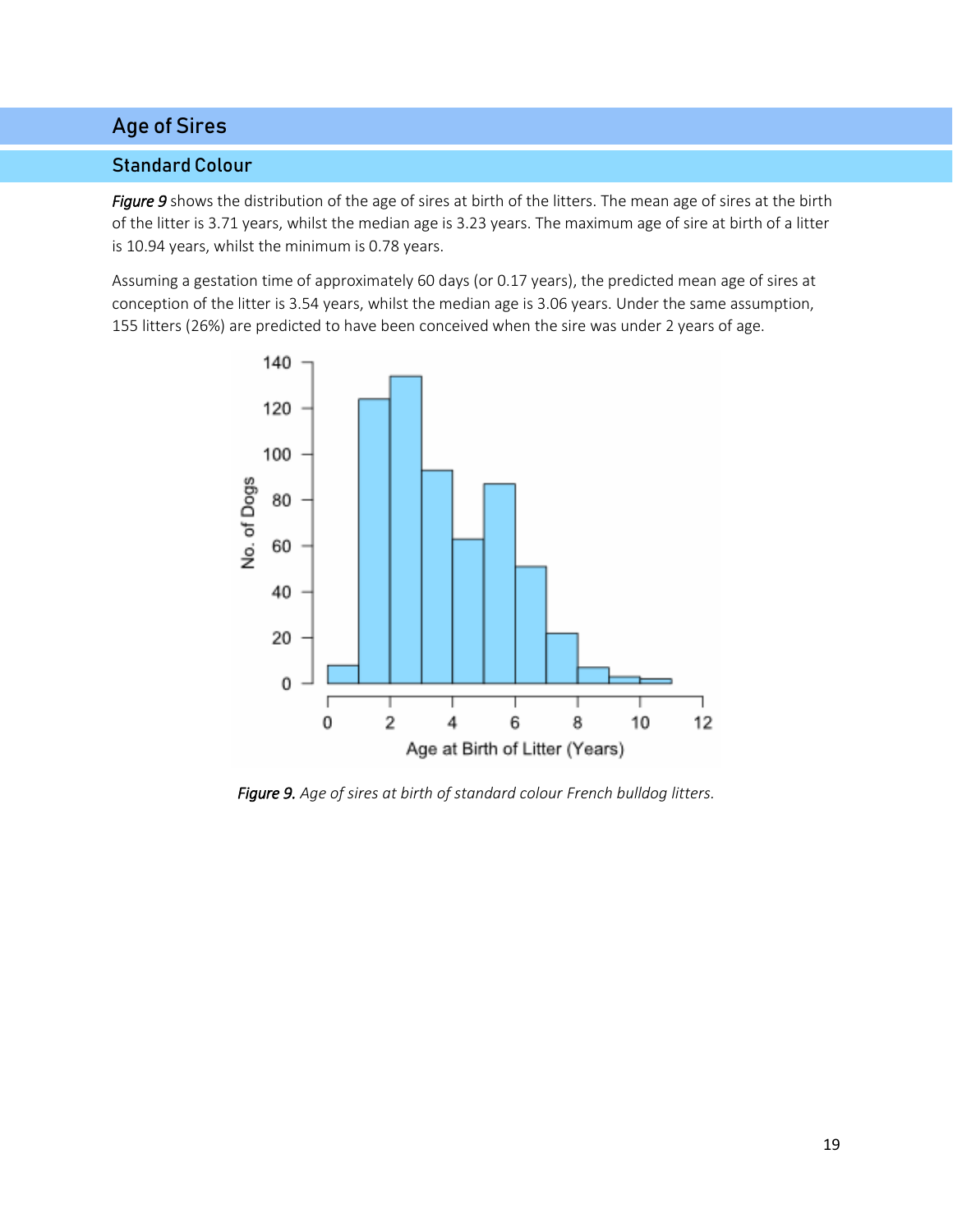# Age of Sires

## Standard Colour

*Figure 9* shows the distribution of the age of sires at birth of the litters. The mean age of sires at the birth of the litter is 3.71 years, whilst the median age is 3.23 years. The maximum age of sire at birth of a litter is 10.94 years, whilst the minimum is 0.78 years.

Assuming a gestation time of approximately 60 days (or 0.17 years), the predicted mean age of sires at conception of the litter is 3.54 years, whilst the median age is 3.06 years. Under the same assumption, 155 litters (26%) are predicted to have been conceived when the sire was under 2 years of age.

*Figure 9. Age of sires at birth of standard colour French bulldog litters.*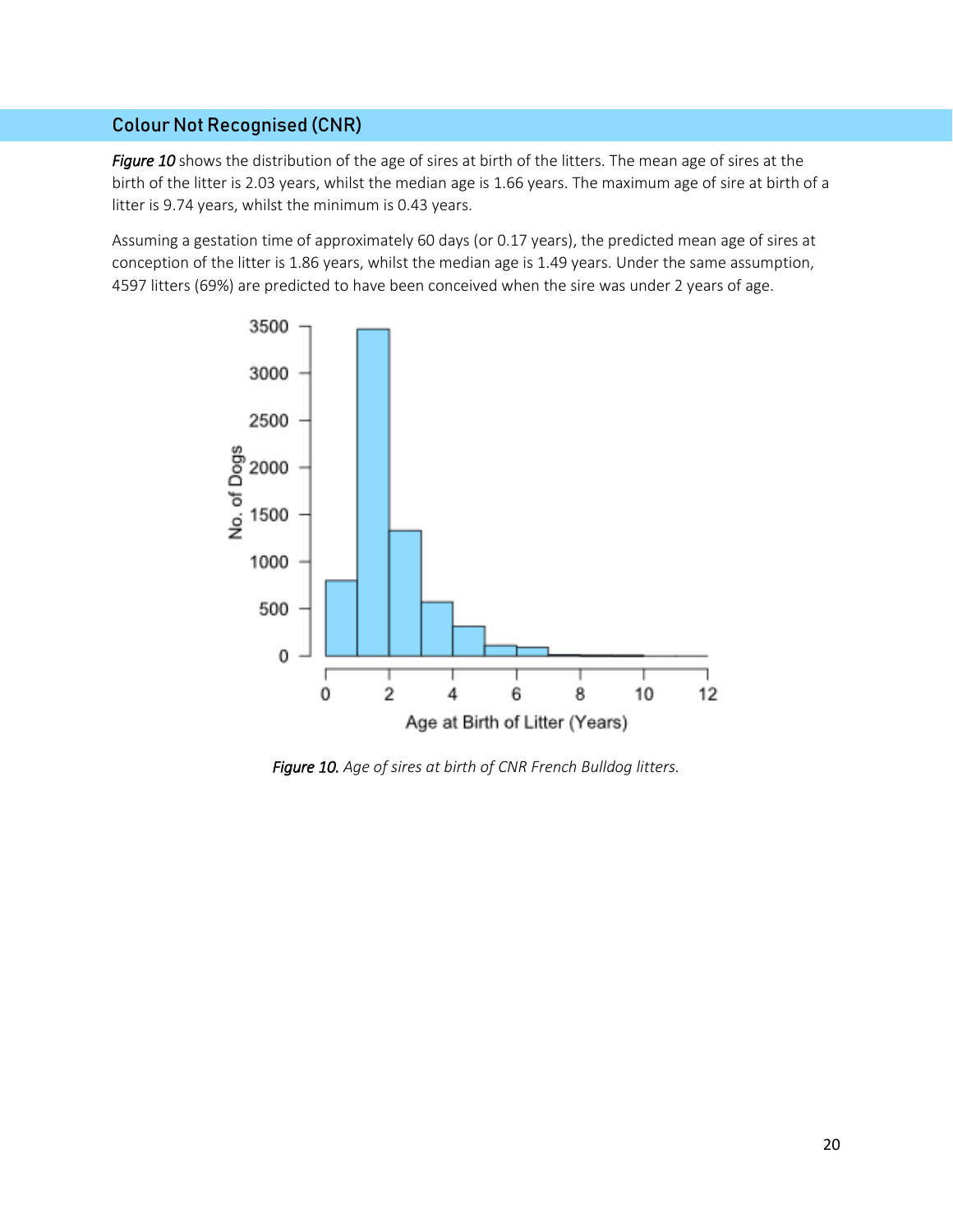## Colour Not Recognised (CNR)

*Figure 10* shows the distribution of the age of sires at birth of the litters. The mean age of sires at the birth of the litter is 2.03 years, whilst the median age is 1.66 years. The maximum age of sire at birth of a litter is 9.74 years, whilst the minimum is 0.43 years.

Assuming a gestation time of approximately 60 days (or 0.17 years), the predicted mean age of sires at conception of the litter is 1.86 years, whilst the median age is 1.49 years. Under the same assumption, 4597 litters (69%) are predicted to have been conceived when the sire was under 2 years of age.

***Figure 10.*** *Age of sires at birth of CNR French Bulldog litters.*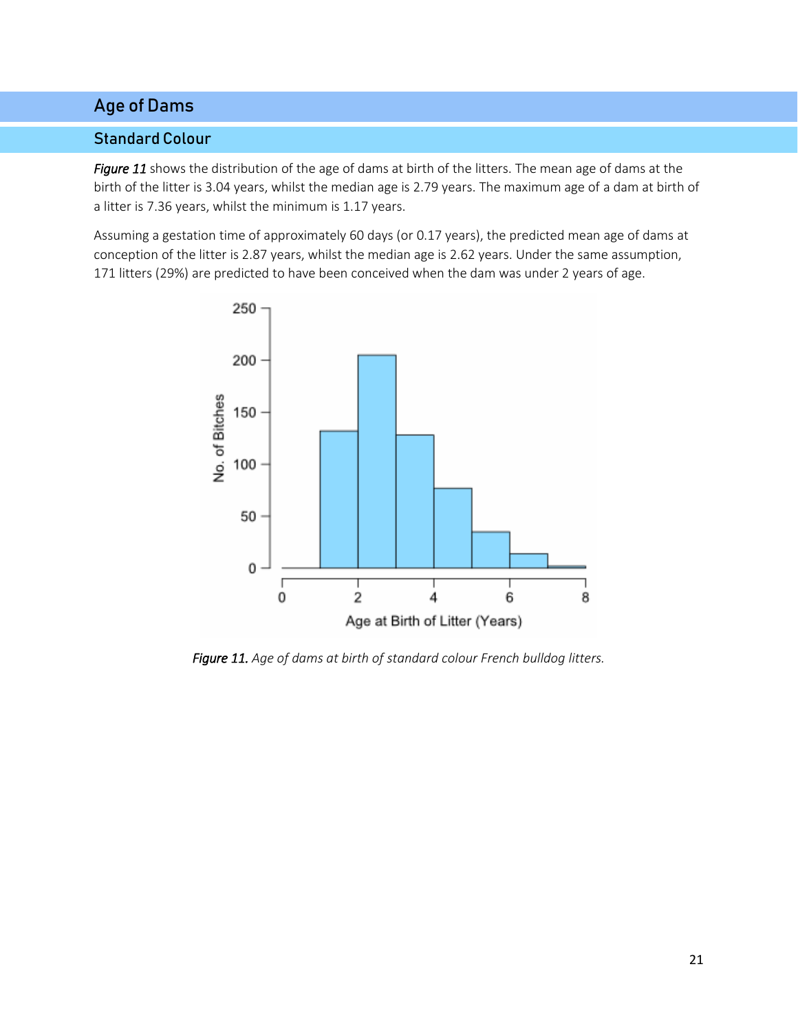# Age of Dams

## Standard Colour

*Figure 11* shows the distribution of the age of dams at birth of the litters. The mean age of dams at the birth of the litter is 3.04 years, whilst the median age is 2.79 years. The maximum age of a dam at birth of a litter is 7.36 years, whilst the minimum is 1.17 years.

Assuming a gestation time of approximately 60 days (or 0.17 years), the predicted mean age of dams at conception of the litter is 2.87 years, whilst the median age is 2.62 years. Under the same assumption, 171 litters (29%) are predicted to have been conceived when the dam was under 2 years of age.

*Figure 11. Age of dams at birth of standard colour French bulldog litters.*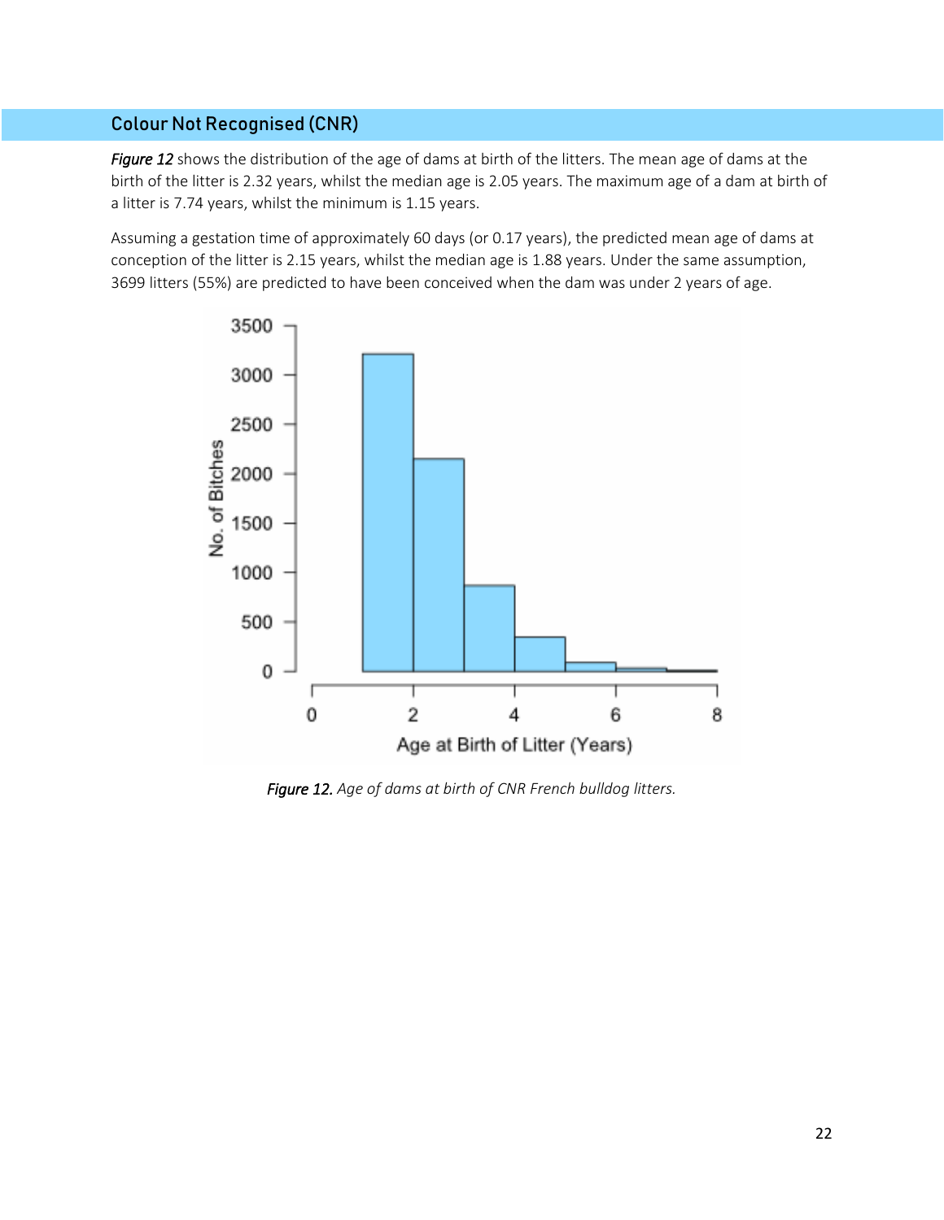## Colour Not Recognised (CNR)

*Figure 12* shows the distribution of the age of dams at birth of the litters. The mean age of dams at the birth of the litter is 2.32 years, whilst the median age is 2.05 years. The maximum age of a dam at birth of a litter is 7.74 years, whilst the minimum is 1.15 years.

Assuming a gestation time of approximately 60 days (or 0.17 years), the predicted mean age of dams at conception of the litter is 2.15 years, whilst the median age is 1.88 years. Under the same assumption, 3699 litters (55%) are predicted to have been conceived when the dam was under 2 years of age.

*Figure 12. Age of dams at birth of CNR French bulldog litters.*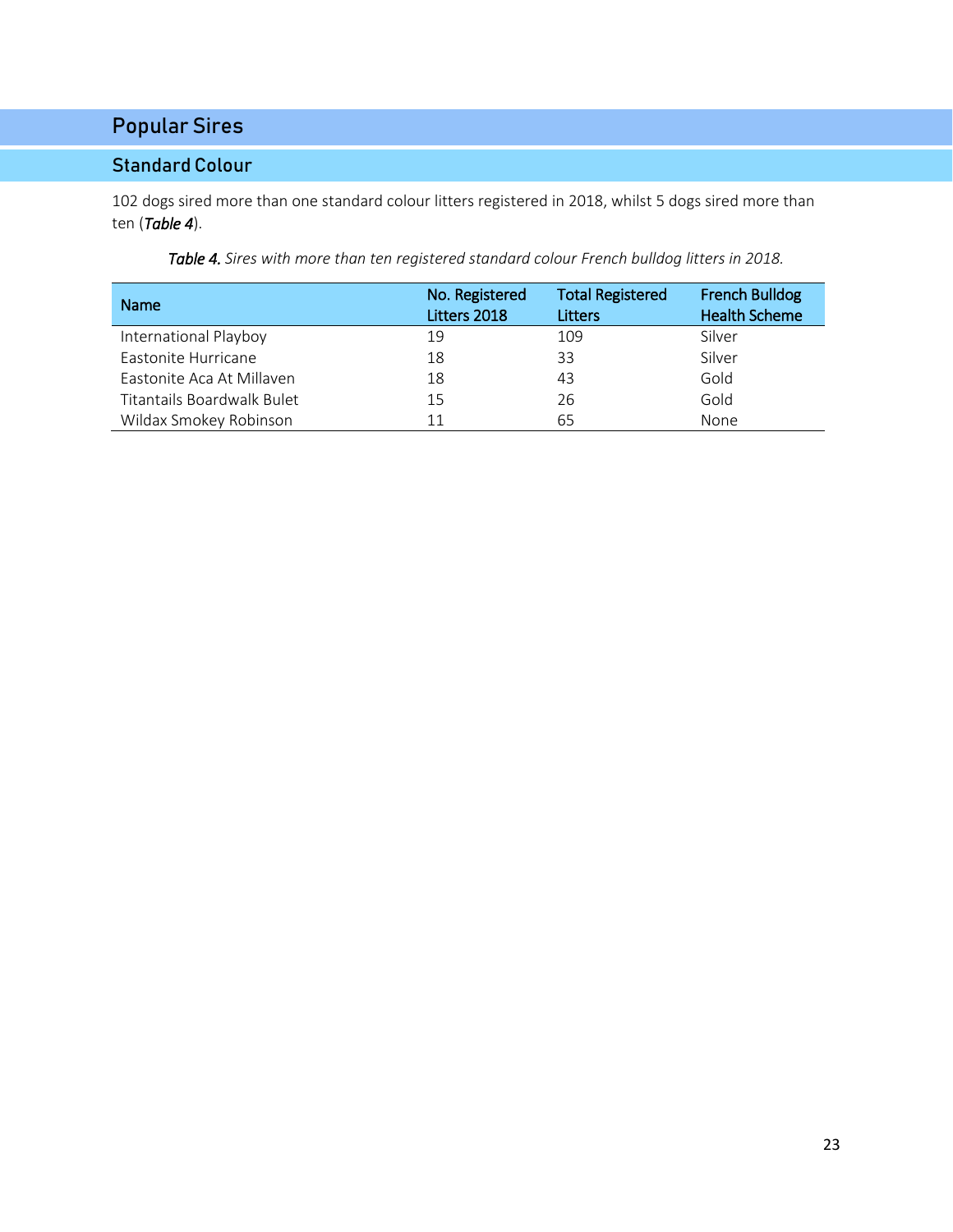# Popular Sires

## Standard Colour

102 dogs sired more than one standard colour litters registered in 2018, whilst 5 dogs sired more than ten (***Table 4***).

***Table 4.*** *Sires with more than ten registered standard colour French bulldog litters in 2018.*

| Name | No. Registered Litters 2018 | Total Registered Litters | French Bulldog Health Scheme |
|---|---|---|---|
| International Playboy | 19 | 109 | Silver |
| Eastonite Hurricane | 18 | 33 | Silver |
| Eastonite Aca At Millaven | 18 | 43 | Gold |
| Titantails Boardwalk Bulet | 15 | 26 | Gold |
| Wildax Smokey Robinson | 11 | 65 | None |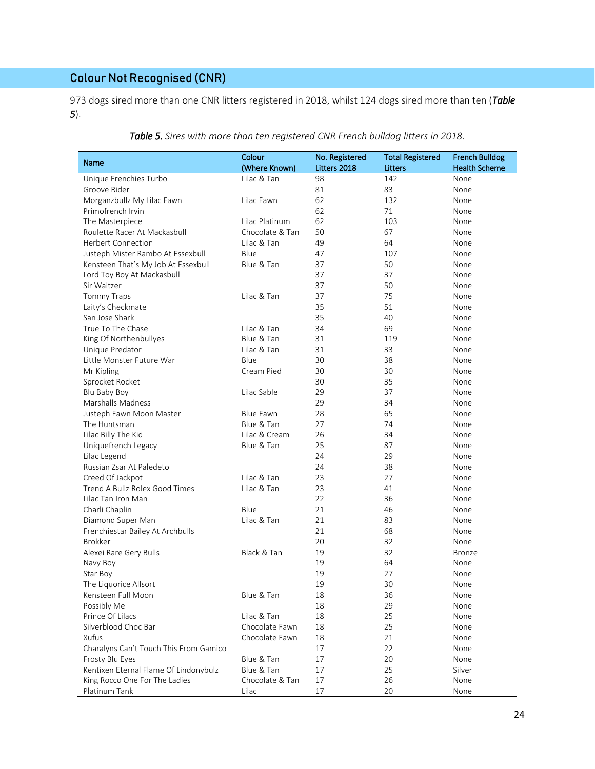## Colour Not Recognised (CNR)

973 dogs sired more than one CNR litters registered in 2018, whilst 124 dogs sired more than ten (***Table 5***).

*Table 5. Sires with more than ten registered CNR French bulldog litters in 2018.*

| Name | Colour (Where Known) | No. Registered Litters 2018 | Total Registered Litters | French Bulldog Health Scheme |
|---|---|---|---|---|
| Unique Frenchies Turbo | Lilac & Tan | 98 | 142 | None |
| Groove Rider | | 81 | 83 | None |
| Morganzbullz My Lilac Fawn | Lilac Fawn | 62 | 132 | None |
| Primofrench Irvin | | 62 | 71 | None |
| The Masterpiece | Lilac Platinum | 62 | 103 | None |
| Roulette Racer At Mackasbull | Chocolate & Tan | 50 | 67 | None |
| Herbert Connection | Lilac & Tan | 49 | 64 | None |
| Justeph Mister Rambo At Essexbull | Blue | 47 | 107 | None |
| Kensteen That's My Job At Essexbull | Blue & Tan | 37 | 50 | None |
| Lord Toy Boy At Mackasbull | | 37 | 37 | None |
| Sir Waltzer | | 37 | 50 | None |
| Tommy Traps | Lilac & Tan | 37 | 75 | None |
| Laity's Checkmate | | 35 | 51 | None |
| San Jose Shark | | 35 | 40 | None |
| True To The Chase | Lilac & Tan | 34 | 69 | None |
| King Of Northenbullyes | Blue & Tan | 31 | 119 | None |
| Unique Predator | Lilac & Tan | 31 | 33 | None |
| Little Monster Future War | Blue | 30 | 38 | None |
| Mr Kipling | Cream Pied | 30 | 30 | None |
| Sprocket Rocket | | 30 | 35 | None |
| Blu Baby Boy | Lilac Sable | 29 | 37 | None |
| Marshalls Madness | | 29 | 34 | None |
| Justeph Fawn Moon Master | Blue Fawn | 28 | 65 | None |
| The Huntsman | Blue & Tan | 27 | 74 | None |
| Lilac Billy The Kid | Lilac & Cream | 26 | 34 | None |
| Uniquefrench Legacy | Blue & Tan | 25 | 87 | None |
| Lilac Legend | | 24 | 29 | None |
| Russian Zsar At Paledeto | | 24 | 38 | None |
| Creed Of Jackpot | Lilac & Tan | 23 | 27 | None |
| Trend A Bullz Rolex Good Times | Lilac & Tan | 23 | 41 | None |
| Lilac Tan Iron Man | | 22 | 36 | None |
| Charli Chaplin | Blue | 21 | 46 | None |
| Diamond Super Man | Lilac & Tan | 21 | 83 | None |
| Frenchiestar Bailey At Archbulls | | 21 | 68 | None |
| Brokker | | 20 | 32 | None |
| Alexei Rare Gery Bulls | Black & Tan | 19 | 32 | Bronze |
| Navy Boy | | 19 | 64 | None |
| Star Boy | | 19 | 27 | None |
| The Liquorice Allsort | | 19 | 30 | None |
| Kensteen Full Moon | Blue & Tan | 18 | 36 | None |
| Possibly Me | | 18 | 29 | None |
| Prince Of Lilacs | Lilac & Tan | 18 | 25 | None |
| Silverblood Choc Bar | Chocolate Fawn | 18 | 25 | None |
| Xufus | Chocolate Fawn | 18 | 21 | None |
| Charalyns Can't Touch This From Gamico | | 17 | 22 | None |
| Frosty Blu Eyes | Blue & Tan | 17 | 20 | None |
| Kentixen Eternal Flame Of Lindonybulz | Blue & Tan | 17 | 25 | Silver |
| King Rocco One For The Ladies | Chocolate & Tan | 17 | 26 | None |
| Platinum Tank | Lilac | 17 | 20 | None |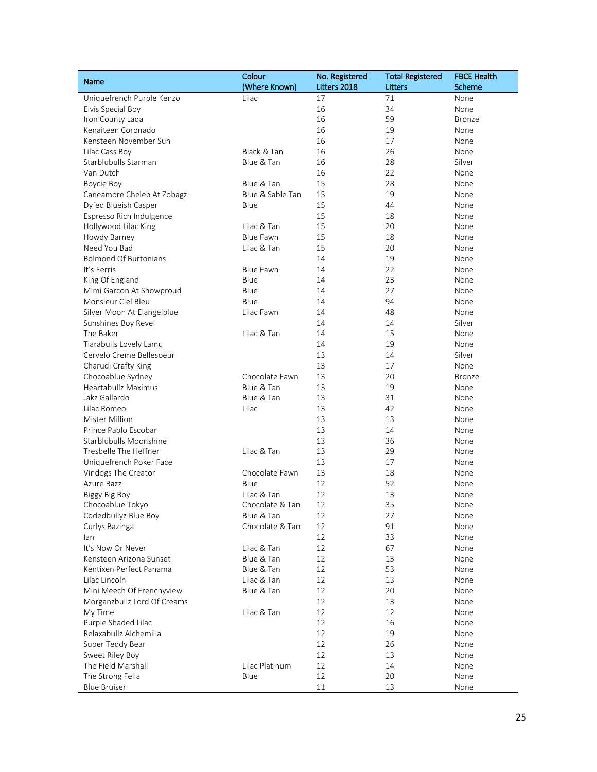| Name | Colour (Where Known) | No. Registered Litters 2018 | Total Registered Litters | FBCE Health Scheme |
|---|---|---|---|---|
| Uniquefrench Purple Kenzo | Lilac | 17 | 71 | None |
| Elvis Special Boy | | 16 | 34 | None |
| Iron County Lada | | 16 | 59 | Bronze |
| Kenaiteen Coronado | | 16 | 19 | None |
| Kensteen November Sun | | 16 | 17 | None |
| Lilac Cass Boy | Black & Tan | 16 | 26 | None |
| Starblubulls Starman | Blue & Tan | 16 | 28 | Silver |
| Van Dutch | | 16 | 22 | None |
| Boycie Boy | Blue & Tan | 15 | 28 | None |
| Caneamore Cheleb At Zobagz | Blue & Sable Tan | 15 | 19 | None |
| Dyfed Blueish Casper | Blue | 15 | 44 | None |
| Espresso Rich Indulgence | | 15 | 18 | None |
| Hollywood Lilac King | Lilac & Tan | 15 | 20 | None |
| Howdy Barney | Blue Fawn | 15 | 18 | None |
| Need You Bad | Lilac & Tan | 15 | 20 | None |
| Bolmond Of Burtonians | | 14 | 19 | None |
| It's Ferris | Blue Fawn | 14 | 22 | None |
| King Of England | Blue | 14 | 23 | None |
| Mimi Garcon At Showproud | Blue | 14 | 27 | None |
| Monsieur Ciel Bleu | Blue | 14 | 94 | None |
| Silver Moon At Elangelblue | Lilac Fawn | 14 | 48 | None |
| Sunshines Boy Revel | | 14 | 14 | Silver |
| The Baker | Lilac & Tan | 14 | 15 | None |
| Tiarabulls Lovely Lamu | | 14 | 19 | None |
| Cervelo Creme Bellesoeur | | 13 | 14 | Silver |
| Charudi Crafty King | | 13 | 17 | None |
| Chocoablue Sydney | Chocolate Fawn | 13 | 20 | Bronze |
| Heartabullz Maximus | Blue & Tan | 13 | 19 | None |
| Jakz Gallardo | Blue & Tan | 13 | 31 | None |
| Lilac Romeo | Lilac | 13 | 42 | None |
| Mister Million | | 13 | 13 | None |
| Prince Pablo Escobar | | 13 | 14 | None |
| Starblubulls Moonshine | | 13 | 36 | None |
| Tresbelle The Heffner | Lilac & Tan | 13 | 29 | None |
| Uniquefrench Poker Face | | 13 | 17 | None |
| Vindogs The Creator | Chocolate Fawn | 13 | 18 | None |
| Azure Bazz | Blue | 12 | 52 | None |
| Biggy Big Boy | Lilac & Tan | 12 | 13 | None |
| Chocoablue Tokyo | Chocolate & Tan | 12 | 35 | None |
| Codedbullyz Blue Boy | Blue & Tan | 12 | 27 | None |
| Curlys Bazinga | Chocolate & Tan | 12 | 91 | None |
| Ian | | 12 | 33 | None |
| It's Now Or Never | Lilac & Tan | 12 | 67 | None |
| Kensteen Arizona Sunset | Blue & Tan | 12 | 13 | None |
| Kentixen Perfect Panama | Blue & Tan | 12 | 53 | None |
| Lilac Lincoln | Lilac & Tan | 12 | 13 | None |
| Mini Meech Of Frenchyview | Blue & Tan | 12 | 20 | None |
| Morganzbullz Lord Of Creams | | 12 | 13 | None |
| My Time | Lilac & Tan | 12 | 12 | None |
| Purple Shaded Lilac | | 12 | 16 | None |
| Relaxabullz Alchemilla | | 12 | 19 | None |
| Super Teddy Bear | | 12 | 26 | None |
| Sweet Riley Boy | | 12 | 13 | None |
| The Field Marshall | Lilac Platinum | 12 | 14 | None |
| The Strong Fella | Blue | 12 | 20 | None |
| Blue Bruiser | | 11 | 13 | None |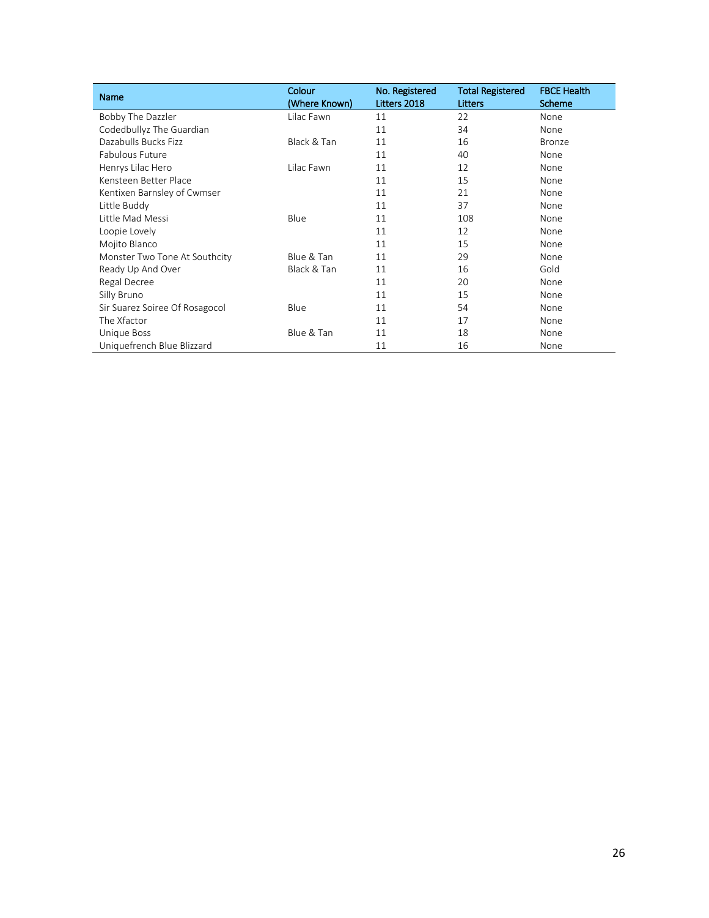| Name | Colour (Where Known) | No. Registered Litters 2018 | Total Registered Litters | FBCE Health Scheme |
|---|---|---|---|---|
| Bobby The Dazzler | Lilac Fawn | 11 | 22 | None |
| Codedbullyz The Guardian | | 11 | 34 | None |
| Dazabulls Bucks Fizz | Black & Tan | 11 | 16 | Bronze |
| Fabulous Future | | 11 | 40 | None |
| Henrys Lilac Hero | Lilac Fawn | 11 | 12 | None |
| Kensteen Better Place | | 11 | 15 | None |
| Kentixen Barnsley of Cwmser | | 11 | 21 | None |
| Little Buddy | | 11 | 37 | None |
| Little Mad Messi | Blue | 11 | 108 | None |
| Loopie Lovely | | 11 | 12 | None |
| Mojito Blanco | | 11 | 15 | None |
| Monster Two Tone At Southcity | Blue & Tan | 11 | 29 | None |
| Ready Up And Over | Black & Tan | 11 | 16 | Gold |
| Regal Decree | | 11 | 20 | None |
| Silly Bruno | | 11 | 15 | None |
| Sir Suarez Soiree Of Rosagocol | Blue | 11 | 54 | None |
| The Xfactor | | 11 | 17 | None |
| Unique Boss | Blue & Tan | 11 | 18 | None |
| Uniquefrench Blue Blizzard | | 11 | 16 | None |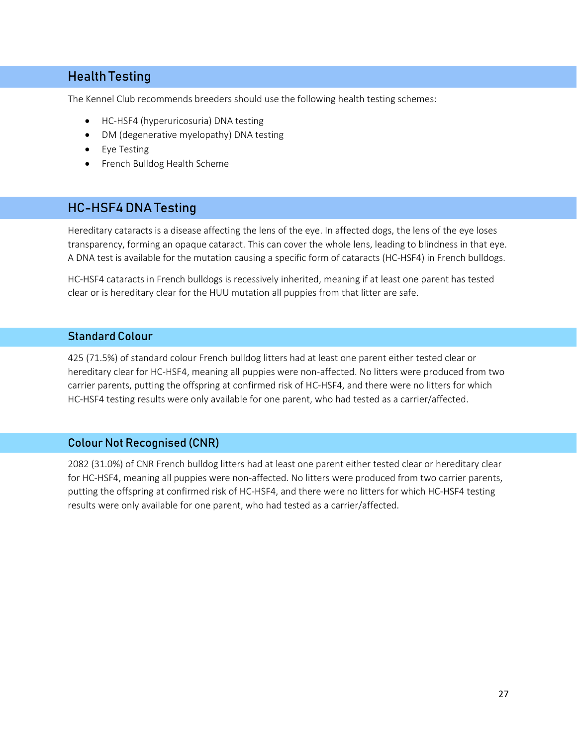## Health Testing

The Kennel Club recommends breeders should use the following health testing schemes:

- HC-HSF4 (hyperuricosuria) DNA testing
- DM (degenerative myelopathy) DNA testing
- Eye Testing
- French Bulldog Health Scheme

## HC-HSF4 DNA Testing

Hereditary cataracts is a disease affecting the lens of the eye. In affected dogs, the lens of the eye loses transparency, forming an opaque cataract. This can cover the whole lens, leading to blindness in that eye. A DNA test is available for the mutation causing a specific form of cataracts (HC-HSF4) in French bulldogs.

HC-HSF4 cataracts in French bulldogs is recessively inherited, meaning if at least one parent has tested clear or is hereditary clear for the HUU mutation all puppies from that litter are safe.

### Standard Colour

425 (71.5%) of standard colour French bulldog litters had at least one parent either tested clear or hereditary clear for HC-HSF4, meaning all puppies were non-affected. No litters were produced from two carrier parents, putting the offspring at confirmed risk of HC-HSF4, and there were no litters for which HC-HSF4 testing results were only available for one parent, who had tested as a carrier/affected.

### Colour Not Recognised (CNR)

2082 (31.0%) of CNR French bulldog litters had at least one parent either tested clear or hereditary clear for HC-HSF4, meaning all puppies were non-affected. No litters were produced from two carrier parents, putting the offspring at confirmed risk of HC-HSF4, and there were no litters for which HC-HSF4 testing results were only available for one parent, who had tested as a carrier/affected.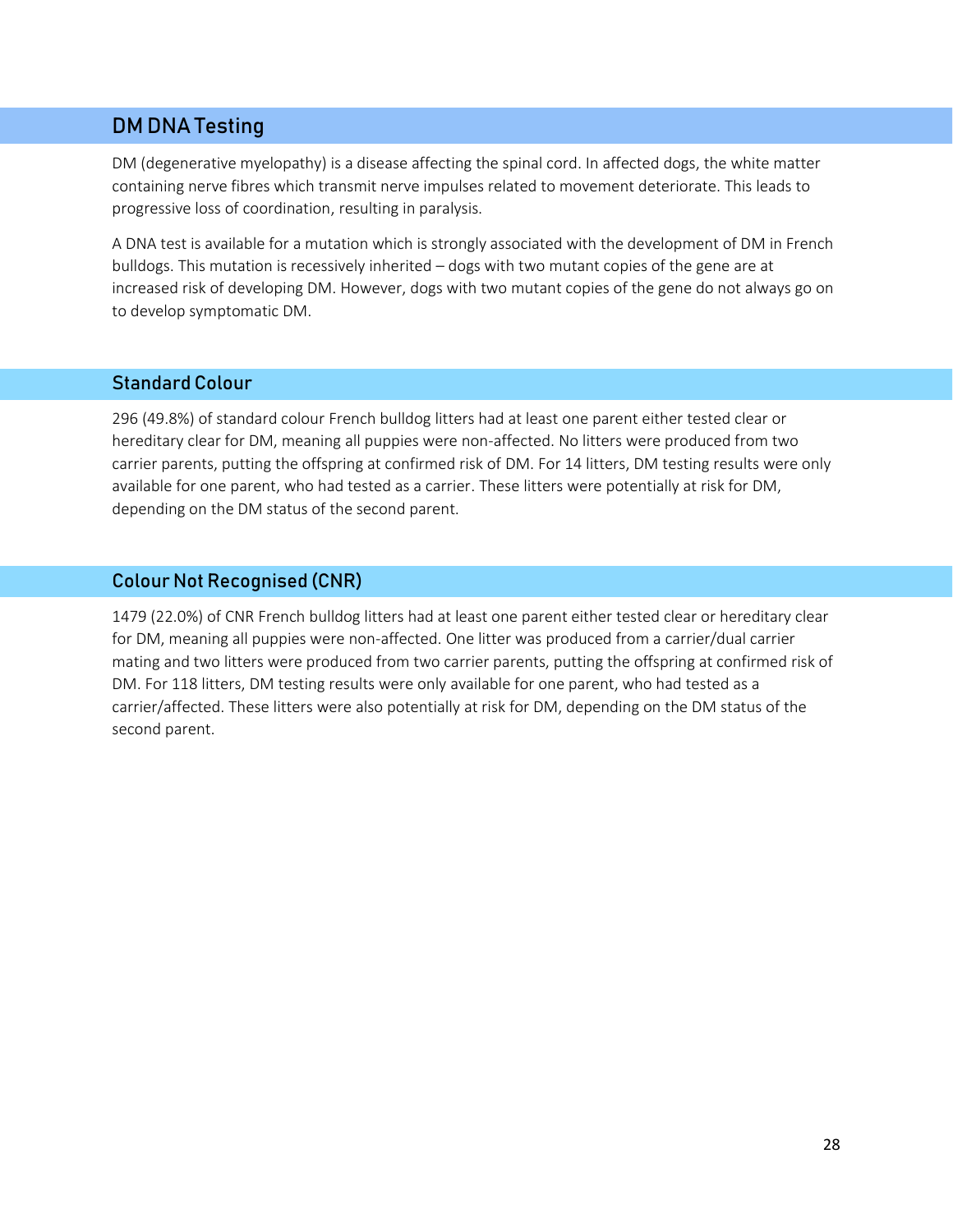## DM DNA Testing

DM (degenerative myelopathy) is a disease affecting the spinal cord. In affected dogs, the white matter containing nerve fibres which transmit nerve impulses related to movement deteriorate. This leads to progressive loss of coordination, resulting in paralysis.

A DNA test is available for a mutation which is strongly associated with the development of DM in French bulldogs. This mutation is recessively inherited – dogs with two mutant copies of the gene are at increased risk of developing DM. However, dogs with two mutant copies of the gene do not always go on to develop symptomatic DM.

### Standard Colour

296 (49.8%) of standard colour French bulldog litters had at least one parent either tested clear or hereditary clear for DM, meaning all puppies were non-affected. No litters were produced from two carrier parents, putting the offspring at confirmed risk of DM. For 14 litters, DM testing results were only available for one parent, who had tested as a carrier. These litters were potentially at risk for DM, depending on the DM status of the second parent.

### Colour Not Recognised (CNR)

1479 (22.0%) of CNR French bulldog litters had at least one parent either tested clear or hereditary clear for DM, meaning all puppies were non-affected. One litter was produced from a carrier/dual carrier mating and two litters were produced from two carrier parents, putting the offspring at confirmed risk of DM. For 118 litters, DM testing results were only available for one parent, who had tested as a carrier/affected. These litters were also potentially at risk for DM, depending on the DM status of the second parent.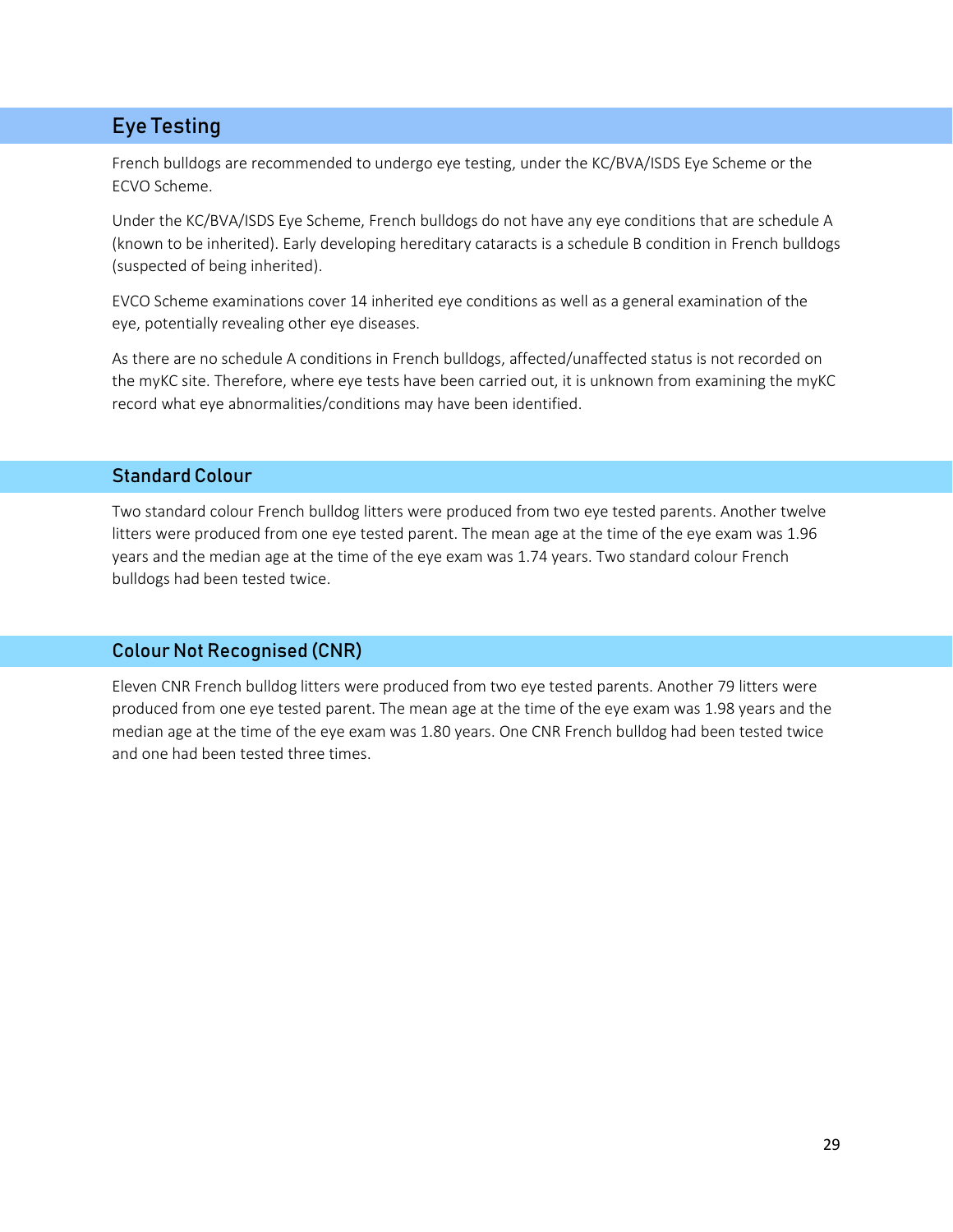## Eye Testing

French bulldogs are recommended to undergo eye testing, under the KC/BVA/ISDS Eye Scheme or the ECVO Scheme.

Under the KC/BVA/ISDS Eye Scheme, French bulldogs do not have any eye conditions that are schedule A (known to be inherited). Early developing hereditary cataracts is a schedule B condition in French bulldogs (suspected of being inherited).

EVCO Scheme examinations cover 14 inherited eye conditions as well as a general examination of the eye, potentially revealing other eye diseases.

As there are no schedule A conditions in French bulldogs, affected/unaffected status is not recorded on the myKC site. Therefore, where eye tests have been carried out, it is unknown from examining the myKC record what eye abnormalities/conditions may have been identified.

### Standard Colour

Two standard colour French bulldog litters were produced from two eye tested parents. Another twelve litters were produced from one eye tested parent. The mean age at the time of the eye exam was 1.96 years and the median age at the time of the eye exam was 1.74 years. Two standard colour French bulldogs had been tested twice.

### Colour Not Recognised (CNR)

Eleven CNR French bulldog litters were produced from two eye tested parents. Another 79 litters were produced from one eye tested parent. The mean age at the time of the eye exam was 1.98 years and the median age at the time of the eye exam was 1.80 years. One CNR French bulldog had been tested twice and one had been tested three times.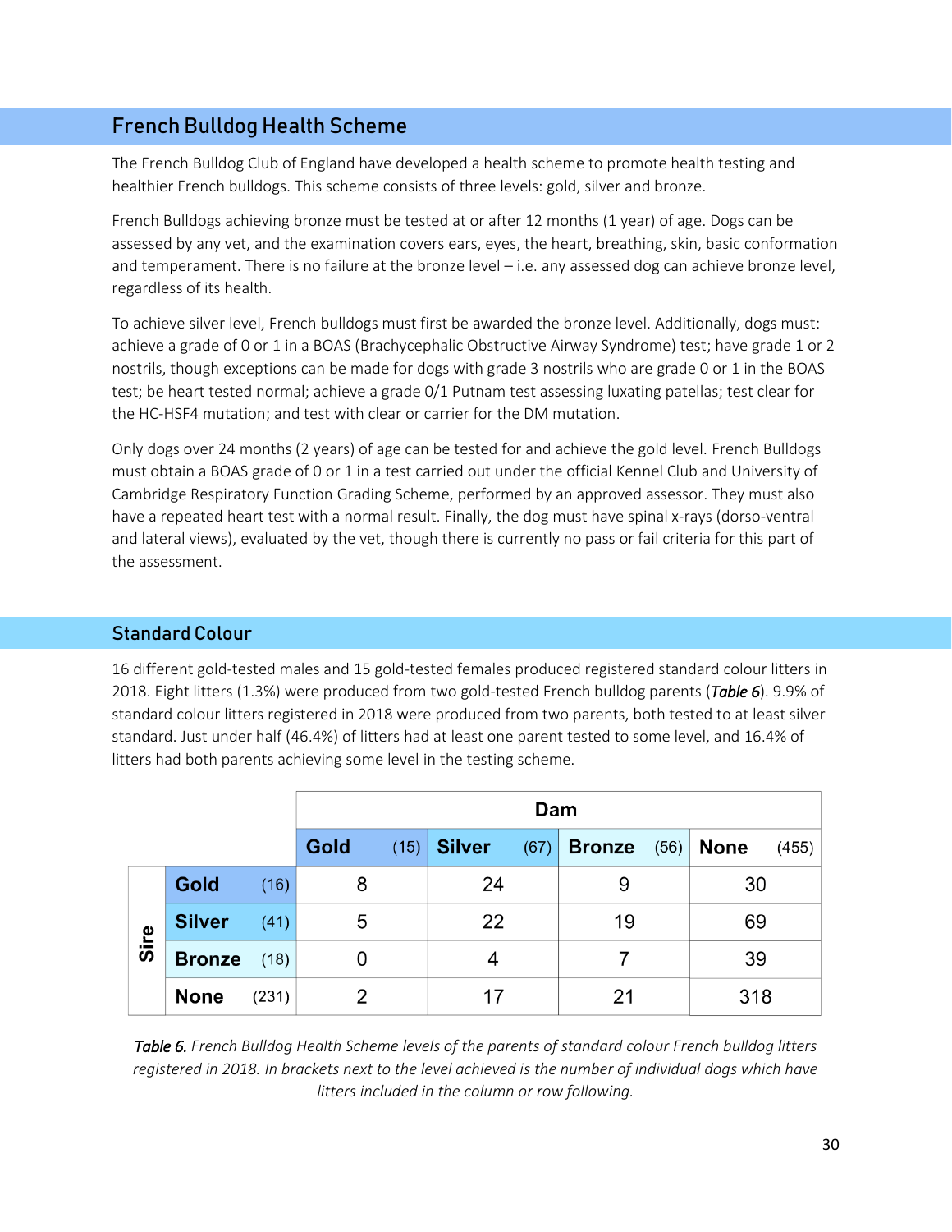## French Bulldog Health Scheme

The French Bulldog Club of England have developed a health scheme to promote health testing and healthier French bulldogs. This scheme consists of three levels: gold, silver and bronze.

French Bulldogs achieving bronze must be tested at or after 12 months (1 year) of age. Dogs can be assessed by any vet, and the examination covers ears, eyes, the heart, breathing, skin, basic conformation and temperament. There is no failure at the bronze level – i.e. any assessed dog can achieve bronze level, regardless of its health.

To achieve silver level, French bulldogs must first be awarded the bronze level. Additionally, dogs must: achieve a grade of 0 or 1 in a BOAS (Brachycephalic Obstructive Airway Syndrome) test; have grade 1 or 2 nostrils, though exceptions can be made for dogs with grade 3 nostrils who are grade 0 or 1 in the BOAS test; be heart tested normal; achieve a grade 0/1 Putnam test assessing luxating patellas; test clear for the HC-HSF4 mutation; and test with clear or carrier for the DM mutation.

Only dogs over 24 months (2 years) of age can be tested for and achieve the gold level. French Bulldogs must obtain a BOAS grade of 0 or 1 in a test carried out under the official Kennel Club and University of Cambridge Respiratory Function Grading Scheme, performed by an approved assessor. They must also have a repeated heart test with a normal result. Finally, the dog must have spinal x-rays (dorso-ventral and lateral views), evaluated by the vet, though there is currently no pass or fail criteria for this part of the assessment.

## Standard Colour

16 different gold-tested males and 15 gold-tested females produced registered standard colour litters in 2018. Eight litters (1.3%) were produced from two gold-tested French bulldog parents (*Table 6*). 9.9% of standard colour litters registered in 2018 were produced from two parents, both tested to at least silver standard. Just under half (46.4%) of litters had at least one parent tested to some level, and 16.4% of litters had both parents achieving some level in the testing scheme.

| | | Dam | | | |
|---|---|---|---|---|---|
| | | **Gold** (15) | **Silver** (67) | **Bronze** (56) | **None** (455) |
| **Sire** | **Gold** (16) | 8 | 24 | 9 | 30 |
| | **Silver** (41) | 5 | 22 | 19 | 69 |
| | **Bronze** (18) | 0 | 4 | 7 | 39 |
| | **None** (231) | 2 | 17 | 21 | 318 |

*Table 6. French Bulldog Health Scheme levels of the parents of standard colour French bulldog litters registered in 2018. In brackets next to the level achieved is the number of individual dogs which have litters included in the column or row following.*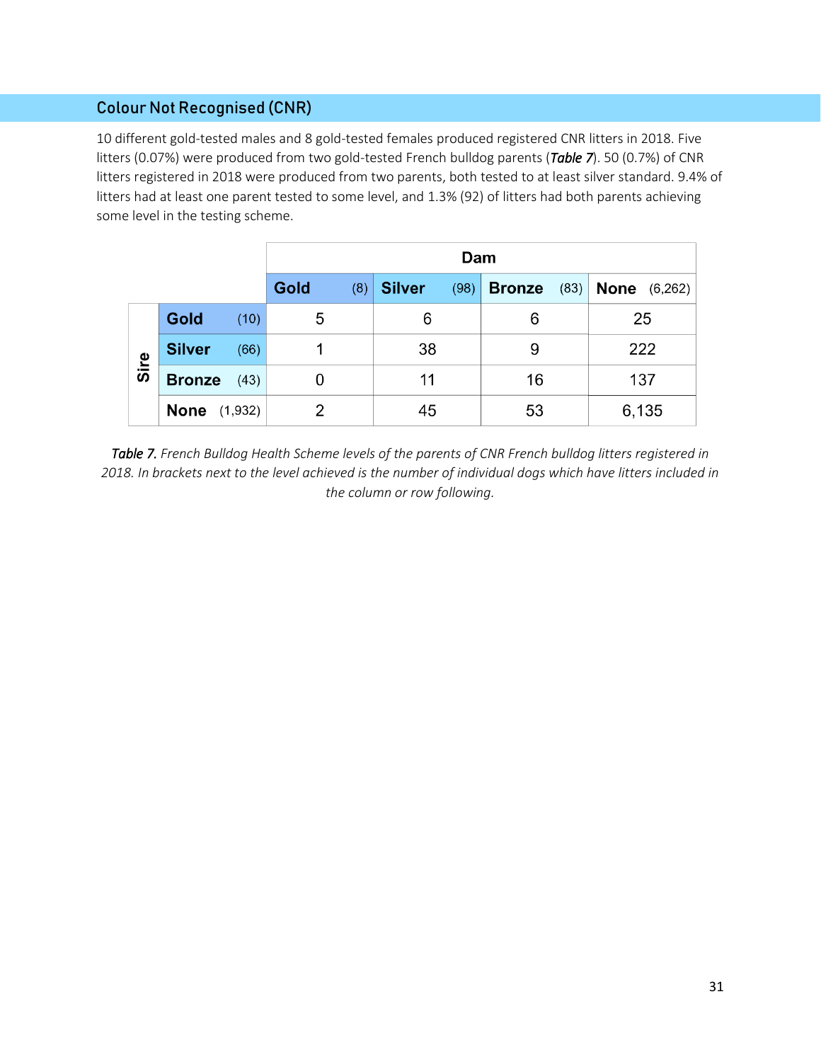## Colour Not Recognised (CNR)

10 different gold-tested males and 8 gold-tested females produced registered CNR litters in 2018. Five litters (0.07%) were produced from two gold-tested French bulldog parents (***Table 7***). 50 (0.7%) of CNR litters registered in 2018 were produced from two parents, both tested to at least silver standard. 9.4% of litters had at least one parent tested to some level, and 1.3% (92) of litters had both parents achieving some level in the testing scheme.

| | | Dam | | | |
|---|---|---|---|---|---|
| | | **Gold** (8) | **Silver** (98) | **Bronze** (83) | **None** (6,262) |
| **Sire** | **Gold** (10) | 5 | 6 | 6 | 25 |
| | **Silver** (66) | 1 | 38 | 9 | 222 |
| | **Bronze** (43) | 0 | 11 | 16 | 137 |
| | **None** (1,932) | 2 | 45 | 53 | 6,135 |

***Table 7.*** *French Bulldog Health Scheme levels of the parents of CNR French bulldog litters registered in 2018. In brackets next to the level achieved is the number of individual dogs which have litters included in the column or row following.*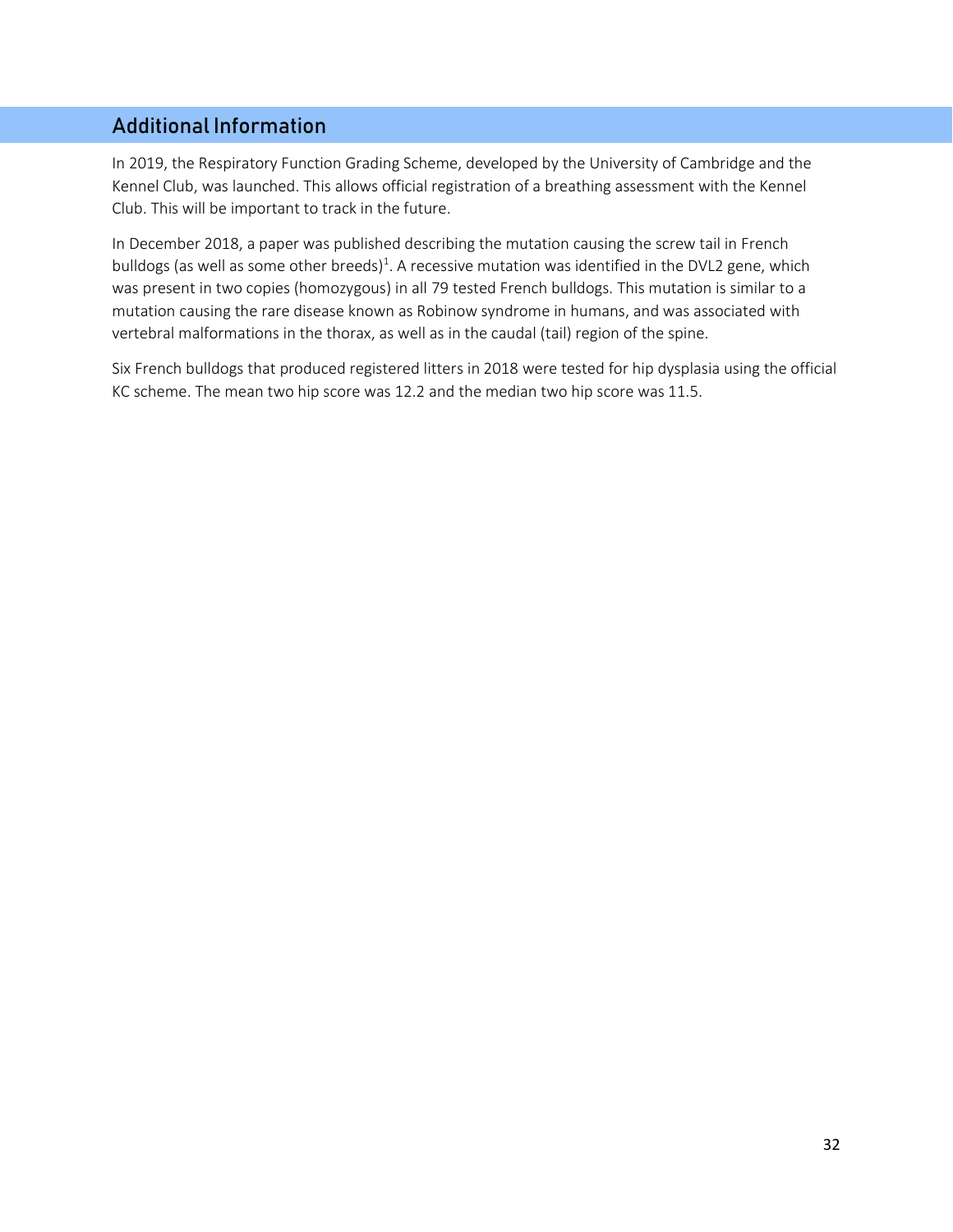## Additional Information

In 2019, the Respiratory Function Grading Scheme, developed by the University of Cambridge and the Kennel Club, was launched. This allows official registration of a breathing assessment with the Kennel Club. This will be important to track in the future.

In December 2018, a paper was published describing the mutation causing the screw tail in French bulldogs (as well as some other breeds)[1]. A recessive mutation was identified in the DVL2 gene, which was present in two copies (homozygous) in all 79 tested French bulldogs. This mutation is similar to a mutation causing the rare disease known as Robinow syndrome in humans, and was associated with vertebral malformations in the thorax, as well as in the caudal (tail) region of the spine.

Six French bulldogs that produced registered litters in 2018 were tested for hip dysplasia using the official KC scheme. The mean two hip score was 12.2 and the median two hip score was 11.5.